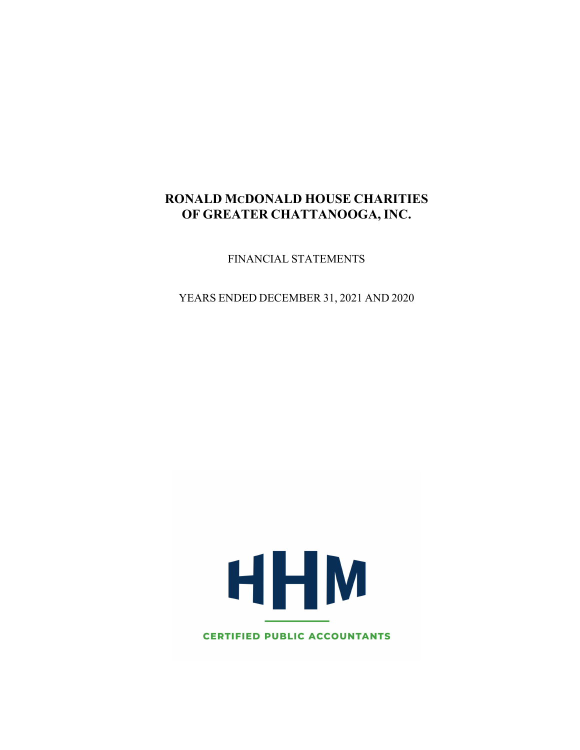# RONALD McDONALD HOUSE CHARITIES OF GREATER CHATTANOOGA, INC.

FINANCIAL STATEMENTS

YEARS ENDED DECEMBER 31, 2021 AND 2020

HHM

CERTIFIED PUBLIC ACCOUNTANTS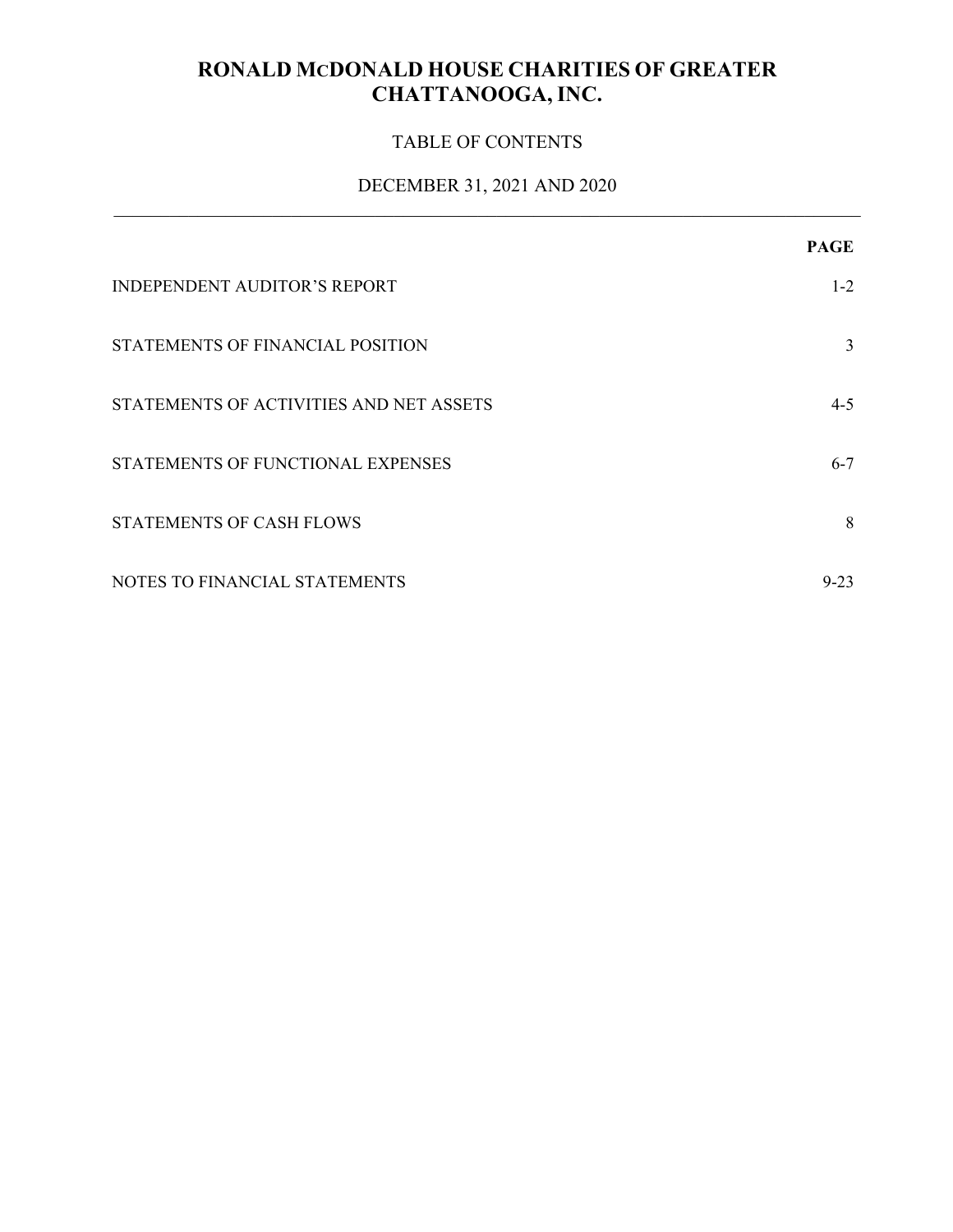# RONALD MCDONALD HOUSE CHARITIES OF GREATER CHATTANOOGA, INC.

TABLE OF CONTENTS

DECEMBER 31, 2021 AND 2020

| | PAGE |
|---|---|
| INDEPENDENT AUDITOR'S REPORT | 1-2 |
| STATEMENTS OF FINANCIAL POSITION | 3 |
| STATEMENTS OF ACTIVITIES AND NET ASSETS | 4-5 |
| STATEMENTS OF FUNCTIONAL EXPENSES | 6-7 |
| STATEMENTS OF CASH FLOWS | 8 |
| NOTES TO FINANCIAL STATEMENTS | 9-23 |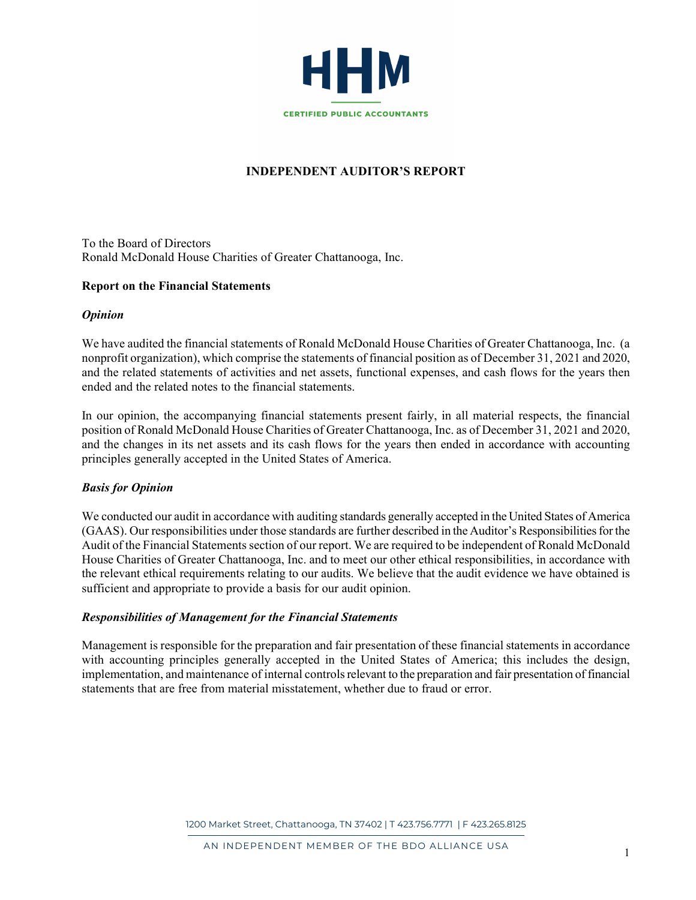# INDEPENDENT AUDITOR'S REPORT

To the Board of Directors
Ronald McDonald House Charities of Greater Chattanooga, Inc.

## Report on the Financial Statements

### *Opinion*

We have audited the financial statements of Ronald McDonald House Charities of Greater Chattanooga, Inc. (a nonprofit organization), which comprise the statements of financial position as of December 31, 2021 and 2020, and the related statements of activities and net assets, functional expenses, and cash flows for the years then ended and the related notes to the financial statements.

In our opinion, the accompanying financial statements present fairly, in all material respects, the financial position of Ronald McDonald House Charities of Greater Chattanooga, Inc. as of December 31, 2021 and 2020, and the changes in its net assets and its cash flows for the years then ended in accordance with accounting principles generally accepted in the United States of America.

### *Basis for Opinion*

We conducted our audit in accordance with auditing standards generally accepted in the United States of America (GAAS). Our responsibilities under those standards are further described in the Auditor's Responsibilities for the Audit of the Financial Statements section of our report. We are required to be independent of Ronald McDonald House Charities of Greater Chattanooga, Inc. and to meet our other ethical responsibilities, in accordance with the relevant ethical requirements relating to our audits. We believe that the audit evidence we have obtained is sufficient and appropriate to provide a basis for our audit opinion.

### *Responsibilities of Management for the Financial Statements*

Management is responsible for the preparation and fair presentation of these financial statements in accordance with accounting principles generally accepted in the United States of America; this includes the design, implementation, and maintenance of internal controls relevant to the preparation and fair presentation of financial statements that are free from material misstatement, whether due to fraud or error.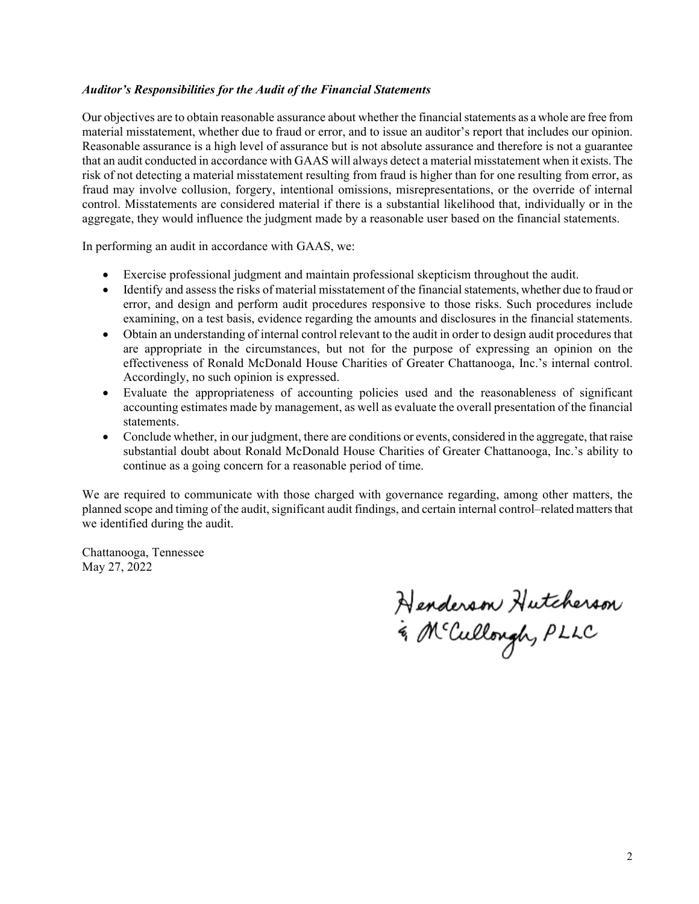***Auditor's Responsibilities for the Audit of the Financial Statements***

Our objectives are to obtain reasonable assurance about whether the financial statements as a whole are free from material misstatement, whether due to fraud or error, and to issue an auditor's report that includes our opinion. Reasonable assurance is a high level of assurance but is not absolute assurance and therefore is not a guarantee that an audit conducted in accordance with GAAS will always detect a material misstatement when it exists. The risk of not detecting a material misstatement resulting from fraud is higher than for one resulting from error, as fraud may involve collusion, forgery, intentional omissions, misrepresentations, or the override of internal control. Misstatements are considered material if there is a substantial likelihood that, individually or in the aggregate, they would influence the judgment made by a reasonable user based on the financial statements.

In performing an audit in accordance with GAAS, we:

- Exercise professional judgment and maintain professional skepticism throughout the audit.
- Identify and assess the risks of material misstatement of the financial statements, whether due to fraud or error, and design and perform audit procedures responsive to those risks. Such procedures include examining, on a test basis, evidence regarding the amounts and disclosures in the financial statements.
- Obtain an understanding of internal control relevant to the audit in order to design audit procedures that are appropriate in the circumstances, but not for the purpose of expressing an opinion on the effectiveness of Ronald McDonald House Charities of Greater Chattanooga, Inc.'s internal control. Accordingly, no such opinion is expressed.
- Evaluate the appropriateness of accounting policies used and the reasonableness of significant accounting estimates made by management, as well as evaluate the overall presentation of the financial statements.
- Conclude whether, in our judgment, there are conditions or events, considered in the aggregate, that raise substantial doubt about Ronald McDonald House Charities of Greater Chattanooga, Inc.'s ability to continue as a going concern for a reasonable period of time.

We are required to communicate with those charged with governance regarding, among other matters, the planned scope and timing of the audit, significant audit findings, and certain internal control–related matters that we identified during the audit.

Chattanooga, Tennessee
May 27, 2022

Henderson Hutcherson & McCullough, PLLC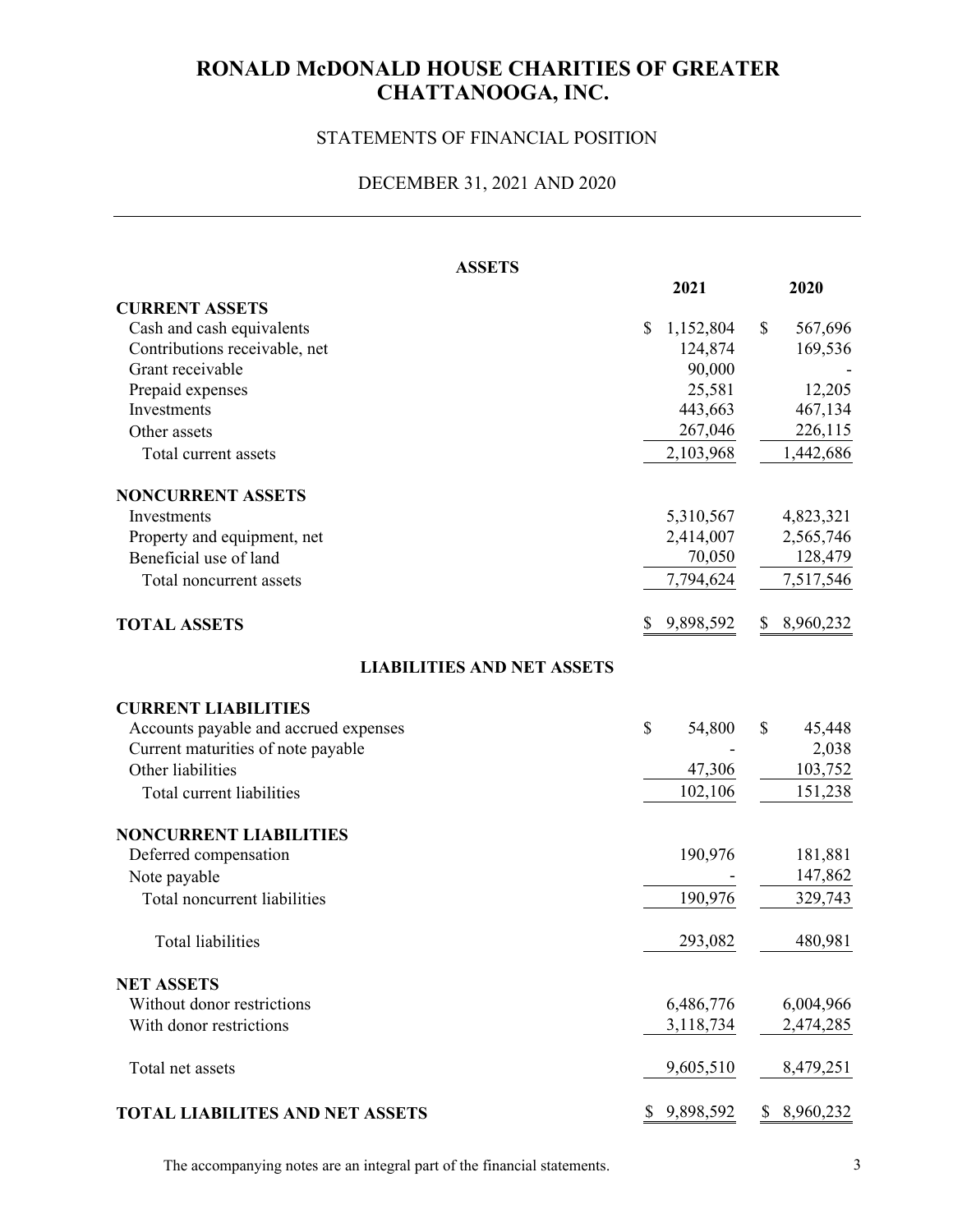# RONALD McDONALD HOUSE CHARITIES OF GREATER CHATTANOOGA, INC.

## STATEMENTS OF FINANCIAL POSITION

## DECEMBER 31, 2021 AND 2020

| ASSETS | 2021 | 2020 |
|---|---|---|
| **CURRENT ASSETS** | | |
| Cash and cash equivalents | $ 1,152,804 | $ 567,696 |
| Contributions receivable, net | 124,874 | 169,536 |
| Grant receivable | 90,000 | - |
| Prepaid expenses | 25,581 | 12,205 |
| Investments | 443,663 | 467,134 |
| Other assets | 267,046 | 226,115 |
| Total current assets | 2,103,968 | 1,442,686 |
| **NONCURRENT ASSETS** | | |
| Investments | 5,310,567 | 4,823,321 |
| Property and equipment, net | 2,414,007 | 2,565,746 |
| Beneficial use of land | 70,050 | 128,479 |
| Total noncurrent assets | 7,794,624 | 7,517,546 |
| **TOTAL ASSETS** | $ 9,898,592 | $ 8,960,232 |
| **LIABILITIES AND NET ASSETS** | | |
| **CURRENT LIABILITIES** | | |
| Accounts payable and accrued expenses | $ 54,800 | $ 45,448 |
| Current maturities of note payable | - | 2,038 |
| Other liabilities | 47,306 | 103,752 |
| Total current liabilities | 102,106 | 151,238 |
| **NONCURRENT LIABILITIES** | | |
| Deferred compensation | 190,976 | 181,881 |
| Note payable | - | 147,862 |
| Total noncurrent liabilities | 190,976 | 329,743 |
| Total liabilities | 293,082 | 480,981 |
| **NET ASSETS** | | |
| Without donor restrictions | 6,486,776 | 6,004,966 |
| With donor restrictions | 3,118,734 | 2,474,285 |
| Total net assets | 9,605,510 | 8,479,251 |
| **TOTAL LIABILITES AND NET ASSETS** | $ 9,898,592 | $ 8,960,232 |

The accompanying notes are an integral part of the financial statements.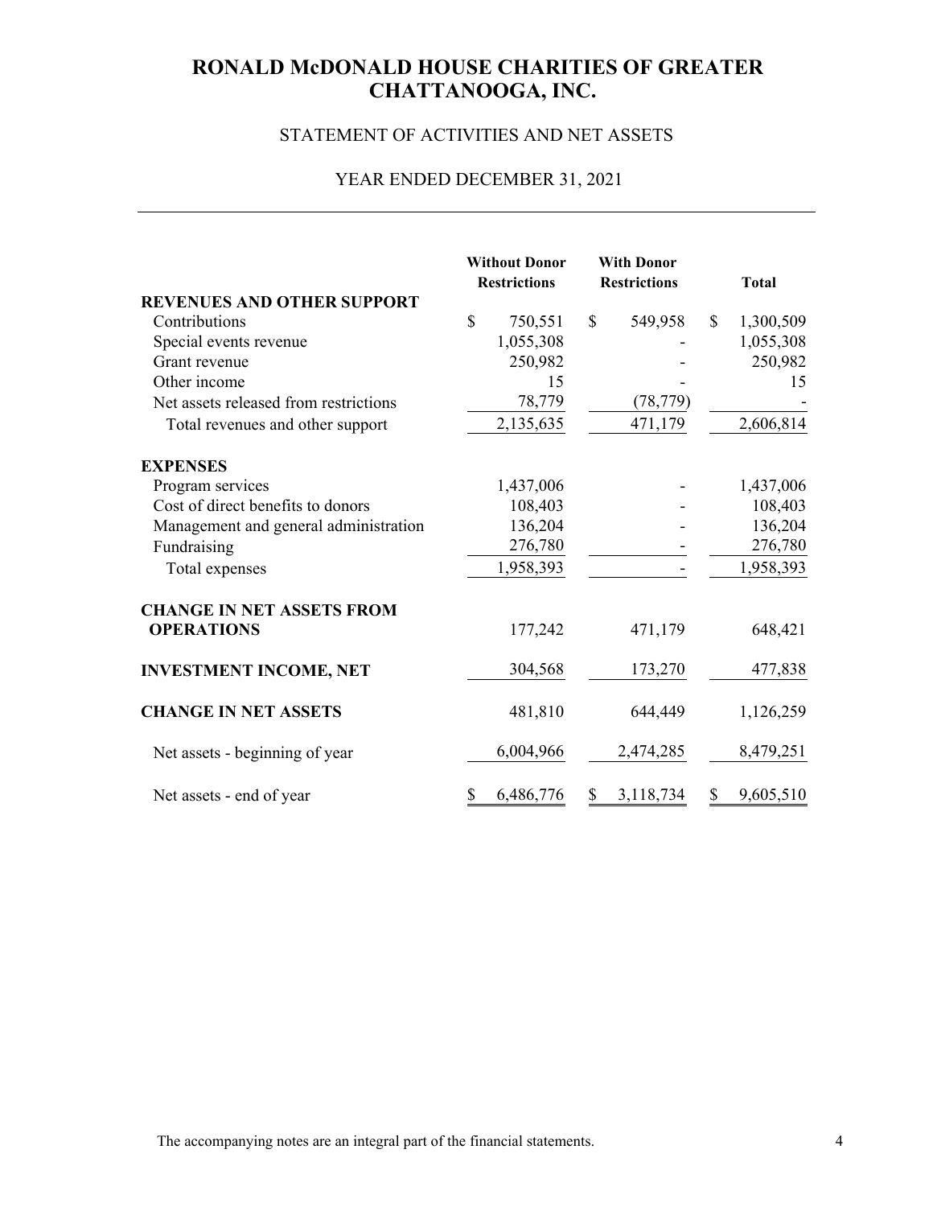# RONALD McDONALD HOUSE CHARITIES OF GREATER CHATTANOOGA, INC.

## STATEMENT OF ACTIVITIES AND NET ASSETS

### YEAR ENDED DECEMBER 31, 2021

| | Without Donor Restrictions | With Donor Restrictions | Total |
|---|---|---|---|
| **REVENUES AND OTHER SUPPORT** | | | |
| Contributions | $ 750,551 | $ 549,958 | $ 1,300,509 |
| Special events revenue | 1,055,308 | - | 1,055,308 |
| Grant revenue | 250,982 | - | 250,982 |
| Other income | 15 | - | 15 |
| Net assets released from restrictions | 78,779 | (78,779) | - |
| Total revenues and other support | 2,135,635 | 471,179 | 2,606,814 |
| **EXPENSES** | | | |
| Program services | 1,437,006 | - | 1,437,006 |
| Cost of direct benefits to donors | 108,403 | - | 108,403 |
| Management and general administration | 136,204 | - | 136,204 |
| Fundraising | 276,780 | - | 276,780 |
| Total expenses | 1,958,393 | - | 1,958,393 |
| **CHANGE IN NET ASSETS FROM OPERATIONS** | 177,242 | 471,179 | 648,421 |
| **INVESTMENT INCOME, NET** | 304,568 | 173,270 | 477,838 |
| **CHANGE IN NET ASSETS** | 481,810 | 644,449 | 1,126,259 |
| Net assets - beginning of year | 6,004,966 | 2,474,285 | 8,479,251 |
| Net assets - end of year | $ 6,486,776 | $ 3,118,734 | $ 9,605,510 |

The accompanying notes are an integral part of the financial statements.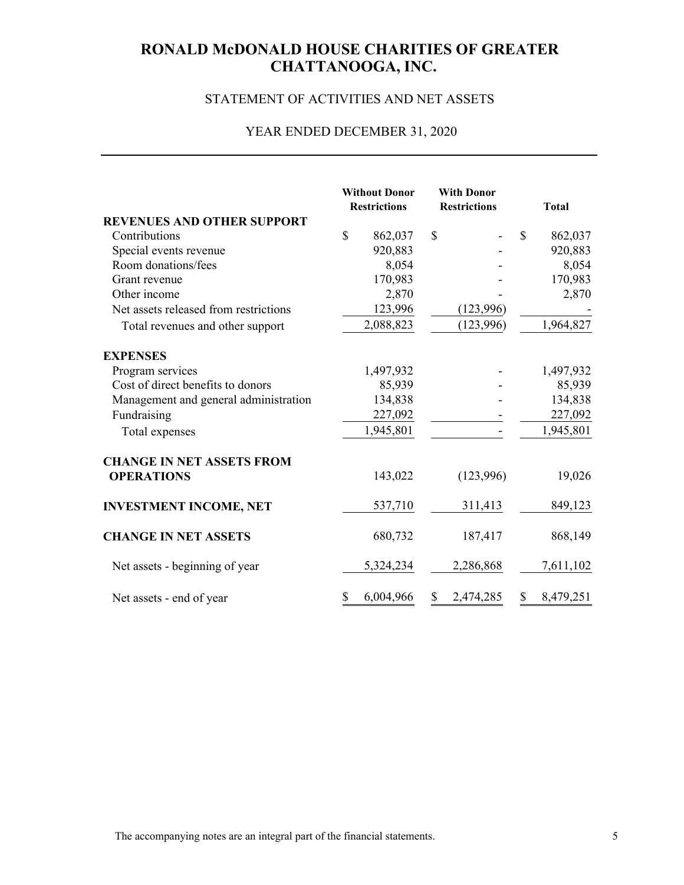# RONALD McDONALD HOUSE CHARITIES OF GREATER CHATTANOOGA, INC.

## STATEMENT OF ACTIVITIES AND NET ASSETS

### YEAR ENDED DECEMBER 31, 2020

| | Without Donor Restrictions | With Donor Restrictions | Total |
|---|---|---|---|
| **REVENUES AND OTHER SUPPORT** | | | |
| Contributions | $ 862,037 | $ - | $ 862,037 |
| Special events revenue | 920,883 | - | 920,883 |
| Room donations/fees | 8,054 | - | 8,054 |
| Grant revenue | 170,983 | - | 170,983 |
| Other income | 2,870 | - | 2,870 |
| Net assets released from restrictions | 123,996 | (123,996) | - |
| Total revenues and other support | 2,088,823 | (123,996) | 1,964,827 |
| **EXPENSES** | | | |
| Program services | 1,497,932 | - | 1,497,932 |
| Cost of direct benefits to donors | 85,939 | - | 85,939 |
| Management and general administration | 134,838 | - | 134,838 |
| Fundraising | 227,092 | - | 227,092 |
| Total expenses | 1,945,801 | - | 1,945,801 |
| **CHANGE IN NET ASSETS FROM OPERATIONS** | 143,022 | (123,996) | 19,026 |
| **INVESTMENT INCOME, NET** | 537,710 | 311,413 | 849,123 |
| **CHANGE IN NET ASSETS** | 680,732 | 187,417 | 868,149 |
| Net assets - beginning of year | 5,324,234 | 2,286,868 | 7,611,102 |
| Net assets - end of year | $ 6,004,966 | $ 2,474,285 | $ 8,479,251 |

The accompanying notes are an integral part of the financial statements.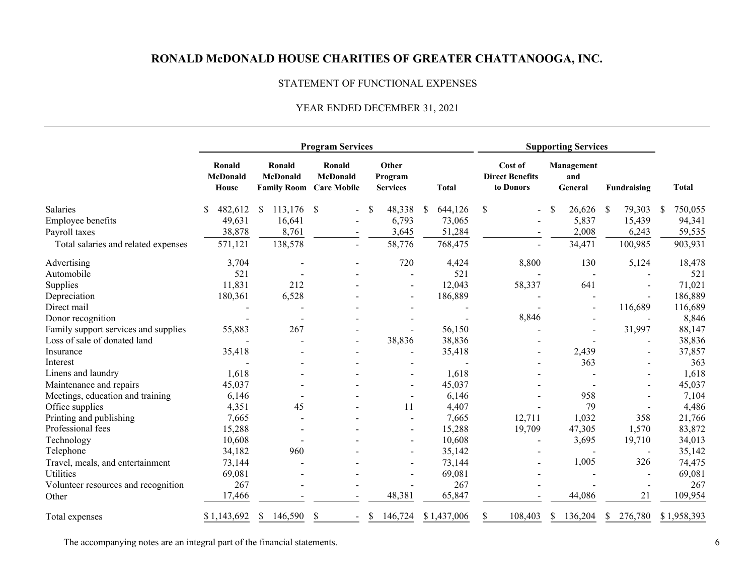# RONALD McDONALD HOUSE CHARITIES OF GREATER CHATTANOOGA, INC.

## STATEMENT OF FUNCTIONAL EXPENSES

### YEAR ENDED DECEMBER 31, 2021

| | Program Services | | | | | Supporting Services | | | |
|---|---|---|---|---|---|---|---|---|---|
| | Ronald McDonald House | Ronald McDonald Family Room | Ronald McDonald Care Mobile | Other Program Services | Total | Cost of Direct Benefits to Donors | Management and General | Fundraising | Total |
| Salaries | $ 482,612 | $ 113,176 | $ - | $ 48,338 | $ 644,126 | $ - | $ 26,626 | $ 79,303 | $ 750,055 |
| Employee benefits | 49,631 | 16,641 | - | 6,793 | 73,065 | - | 5,837 | 15,439 | 94,341 |
| Payroll taxes | 38,878 | 8,761 | - | 3,645 | 51,284 | - | 2,008 | 6,243 | 59,535 |
| Total salaries and related expenses | 571,121 | 138,578 | - | 58,776 | 768,475 | - | 34,471 | 100,985 | 903,931 |
| Advertising | 3,704 | - | - | 720 | 4,424 | 8,800 | 130 | 5,124 | 18,478 |
| Automobile | 521 | - | - | - | 521 | - | - | - | 521 |
| Supplies | 11,831 | 212 | - | - | 12,043 | 58,337 | 641 | - | 71,021 |
| Depreciation | 180,361 | 6,528 | - | - | 186,889 | - | - | - | 186,889 |
| Direct mail | - | - | - | - | - | - | - | 116,689 | 116,689 |
| Donor recognition | - | - | - | - | - | 8,846 | - | - | 8,846 |
| Family support services and supplies | 55,883 | 267 | - | - | 56,150 | - | - | 31,997 | 88,147 |
| Loss of sale of donated land | - | - | - | 38,836 | 38,836 | - | - | - | 38,836 |
| Insurance | 35,418 | - | - | - | 35,418 | - | 2,439 | - | 37,857 |
| Interest | - | - | - | - | - | - | 363 | - | 363 |
| Linens and laundry | 1,618 | - | - | - | 1,618 | - | - | - | 1,618 |
| Maintenance and repairs | 45,037 | - | - | - | 45,037 | - | - | - | 45,037 |
| Meetings, education and training | 6,146 | - | - | - | 6,146 | - | 958 | - | 7,104 |
| Office supplies | 4,351 | 45 | - | 11 | 4,407 | - | 79 | - | 4,486 |
| Printing and publishing | 7,665 | - | - | - | 7,665 | 12,711 | 1,032 | 358 | 21,766 |
| Professional fees | 15,288 | - | - | - | 15,288 | 19,709 | 47,305 | 1,570 | 83,872 |
| Technology | 10,608 | - | - | - | 10,608 | - | 3,695 | 19,710 | 34,013 |
| Telephone | 34,182 | 960 | - | - | 35,142 | - | - | - | 35,142 |
| Travel, meals, and entertainment | 73,144 | - | - | - | 73,144 | - | 1,005 | 326 | 74,475 |
| Utilities | 69,081 | - | - | - | 69,081 | - | - | - | 69,081 |
| Volunteer resources and recognition | 267 | - | - | - | 267 | - | - | - | 267 |
| Other | 17,466 | - | - | 48,381 | 65,847 | - | 44,086 | 21 | 109,954 |
| Total expenses | $ 1,143,692 | $ 146,590 | $ - | $ 146,724 | $ 1,437,006 | $ 108,403 | $ 136,204 | $ 276,780 | $ 1,958,393 |

The accompanying notes are an integral part of the financial statements.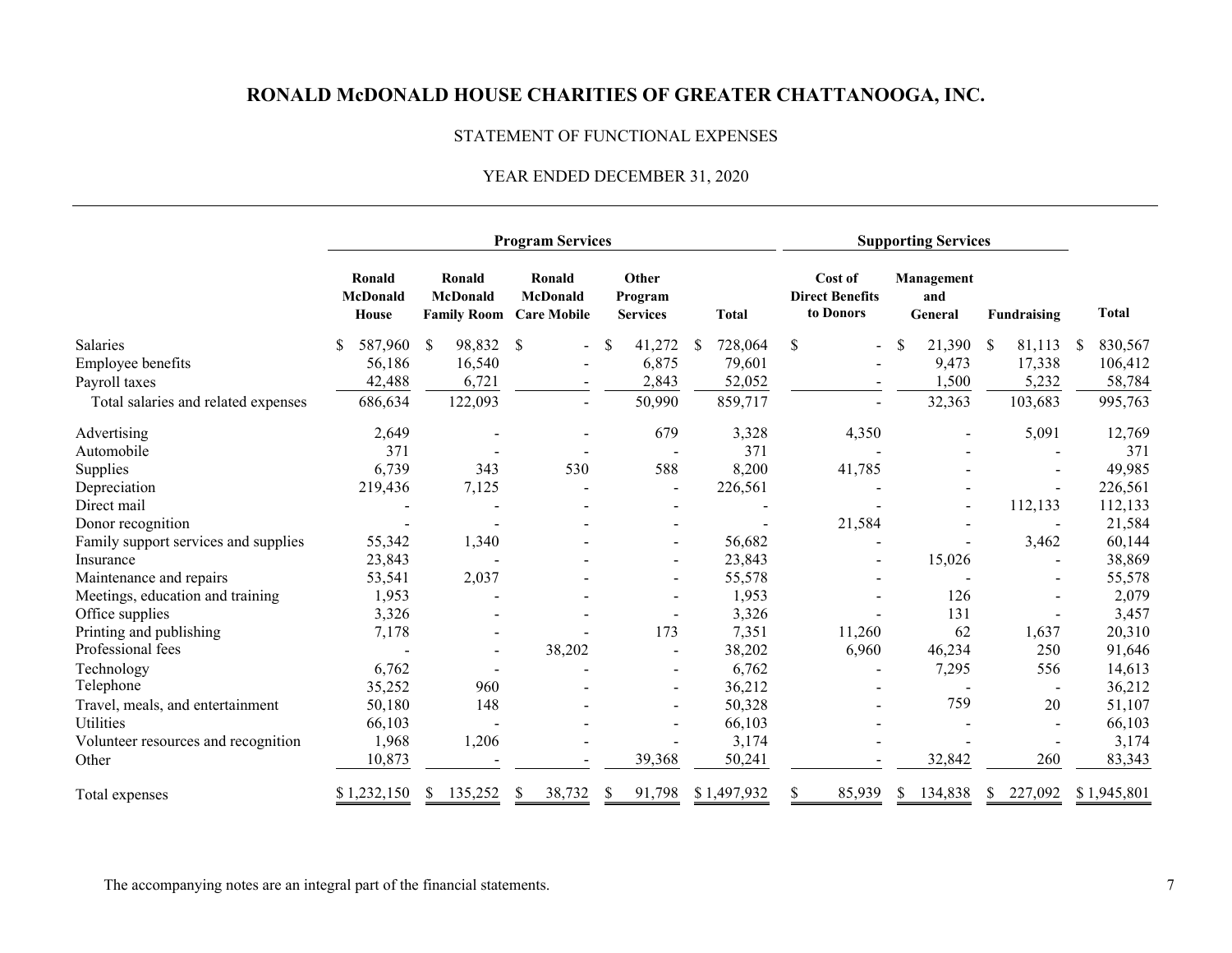# RONALD McDONALD HOUSE CHARITIES OF GREATER CHATTANOOGA, INC.

STATEMENT OF FUNCTIONAL EXPENSES

YEAR ENDED DECEMBER 31, 2020

| | Program Services | | | | | Supporting Services | | | |
|---|---|---|---|---|---|---|---|---|---|
| | Ronald McDonald House | Ronald McDonald Family Room | Ronald McDonald Care Mobile | Other Program Services | Total | Cost of Direct Benefits to Donors | Management and General | Fundraising | Total |
| Salaries | $ 587,960 | $ 98,832 | $ - | $ 41,272 | $ 728,064 | $ - | $ 21,390 | $ 81,113 | $ 830,567 |
| Employee benefits | 56,186 | 16,540 | - | 6,875 | 79,601 | - | 9,473 | 17,338 | 106,412 |
| Payroll taxes | 42,488 | 6,721 | - | 2,843 | 52,052 | - | 1,500 | 5,232 | 58,784 |
| Total salaries and related expenses | 686,634 | 122,093 | - | 50,990 | 859,717 | - | 32,363 | 103,683 | 995,763 |
| Advertising | 2,649 | - | - | 679 | 3,328 | 4,350 | - | 5,091 | 12,769 |
| Automobile | 371 | - | - | - | 371 | - | - | - | 371 |
| Supplies | 6,739 | 343 | 530 | 588 | 8,200 | 41,785 | - | - | 49,985 |
| Depreciation | 219,436 | 7,125 | - | - | 226,561 | - | - | - | 226,561 |
| Direct mail | - | - | - | - | - | - | - | 112,133 | 112,133 |
| Donor recognition | - | - | - | - | - | 21,584 | - | - | 21,584 |
| Family support services and supplies | 55,342 | 1,340 | - | - | 56,682 | - | - | 3,462 | 60,144 |
| Insurance | 23,843 | - | - | - | 23,843 | - | 15,026 | - | 38,869 |
| Maintenance and repairs | 53,541 | 2,037 | - | - | 55,578 | - | - | - | 55,578 |
| Meetings, education and training | 1,953 | - | - | - | 1,953 | - | 126 | - | 2,079 |
| Office supplies | 3,326 | - | - | - | 3,326 | - | 131 | - | 3,457 |
| Printing and publishing | 7,178 | - | - | 173 | 7,351 | 11,260 | 62 | 1,637 | 20,310 |
| Professional fees | - | - | 38,202 | - | 38,202 | 6,960 | 46,234 | 250 | 91,646 |
| Technology | 6,762 | - | - | - | 6,762 | - | 7,295 | 556 | 14,613 |
| Telephone | 35,252 | 960 | - | - | 36,212 | - | - | - | 36,212 |
| Travel, meals, and entertainment | 50,180 | 148 | - | - | 50,328 | - | 759 | 20 | 51,107 |
| Utilities | 66,103 | - | - | - | 66,103 | - | - | - | 66,103 |
| Volunteer resources and recognition | 1,968 | 1,206 | - | - | 3,174 | - | - | - | 3,174 |
| Other | 10,873 | - | - | 39,368 | 50,241 | - | 32,842 | 260 | 83,343 |
| Total expenses | $ 1,232,150 | $ 135,252 | $ 38,732 | $ 91,798 | $ 1,497,932 | $ 85,939 | $ 134,838 | $ 227,092 | $ 1,945,801 |

The accompanying notes are an integral part of the financial statements.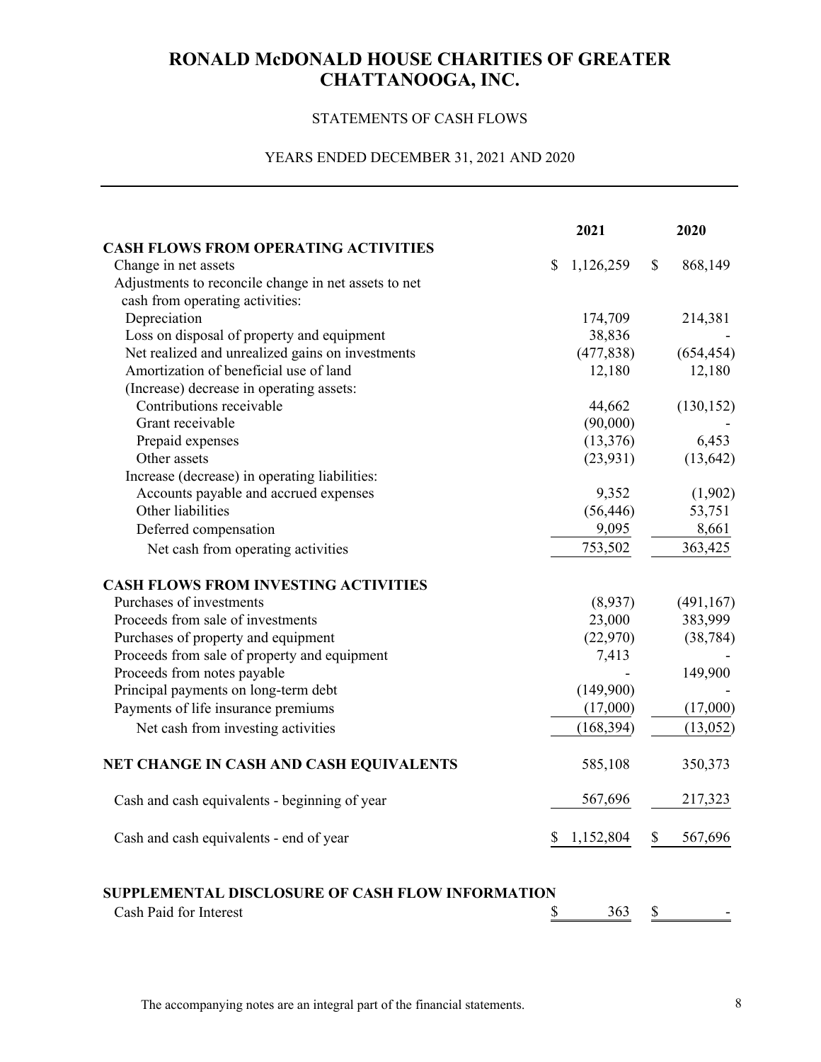# RONALD McDONALD HOUSE CHARITIES OF GREATER CHATTANOOGA, INC.

STATEMENTS OF CASH FLOWS

YEARS ENDED DECEMBER 31, 2021 AND 2020

| | 2021 | 2020 |
|---|---|---|
| **CASH FLOWS FROM OPERATING ACTIVITIES** | | |
| Change in net assets | $ 1,126,259 | $ 868,149 |
| Adjustments to reconcile change in net assets to net cash from operating activities: | | |
| Depreciation | 174,709 | 214,381 |
| Loss on disposal of property and equipment | 38,836 | - |
| Net realized and unrealized gains on investments | (477,838) | (654,454) |
| Amortization of beneficial use of land | 12,180 | 12,180 |
| (Increase) decrease in operating assets: | | |
| Contributions receivable | 44,662 | (130,152) |
| Grant receivable | (90,000) | - |
| Prepaid expenses | (13,376) | 6,453 |
| Other assets | (23,931) | (13,642) |
| Increase (decrease) in operating liabilities: | | |
| Accounts payable and accrued expenses | 9,352 | (1,902) |
| Other liabilities | (56,446) | 53,751 |
| Deferred compensation | 9,095 | 8,661 |
| Net cash from operating activities | 753,502 | 363,425 |
| **CASH FLOWS FROM INVESTING ACTIVITIES** | | |
| Purchases of investments | (8,937) | (491,167) |
| Proceeds from sale of investments | 23,000 | 383,999 |
| Purchases of property and equipment | (22,970) | (38,784) |
| Proceeds from sale of property and equipment | 7,413 | - |
| Proceeds from notes payable | - | 149,900 |
| Principal payments on long-term debt | (149,900) | - |
| Payments of life insurance premiums | (17,000) | (17,000) |
| Net cash from investing activities | (168,394) | (13,052) |
| **NET CHANGE IN CASH AND CASH EQUIVALENTS** | 585,108 | 350,373 |
| Cash and cash equivalents - beginning of year | 567,696 | 217,323 |
| Cash and cash equivalents - end of year | $ 1,152,804 | $ 567,696 |

| **SUPPLEMENTAL DISCLOSURE OF CASH FLOW INFORMATION** | | |
|---|---|---|
| Cash Paid for Interest | $ 363 | $ - |

The accompanying notes are an integral part of the financial statements.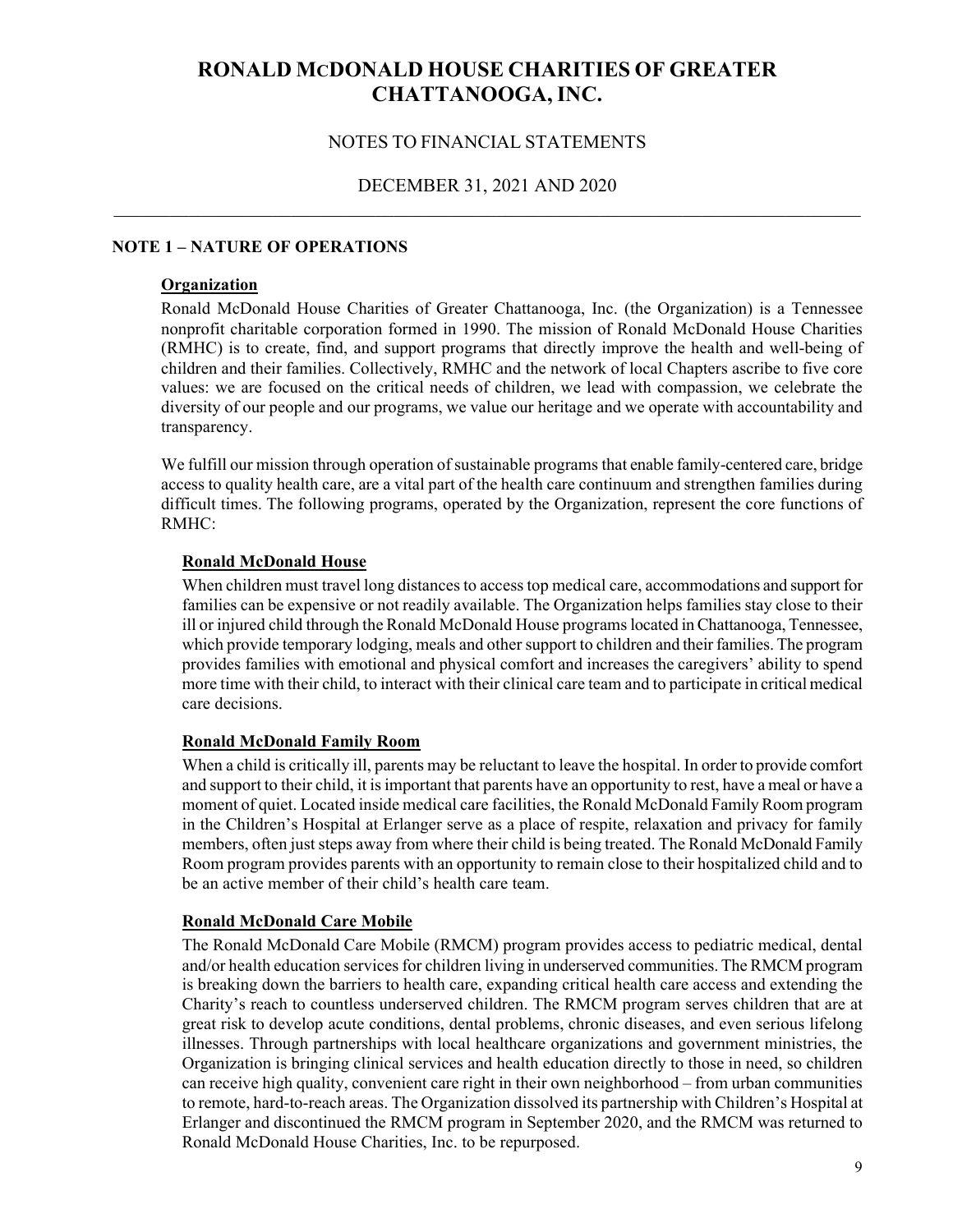# RONALD MCDONALD HOUSE CHARITIES OF GREATER CHATTANOOGA, INC.

NOTES TO FINANCIAL STATEMENTS

DECEMBER 31, 2021 AND 2020

## NOTE 1 – NATURE OF OPERATIONS

### Organization

Ronald McDonald House Charities of Greater Chattanooga, Inc. (the Organization) is a Tennessee nonprofit charitable corporation formed in 1990. The mission of Ronald McDonald House Charities (RMHC) is to create, find, and support programs that directly improve the health and well-being of children and their families. Collectively, RMHC and the network of local Chapters ascribe to five core values: we are focused on the critical needs of children, we lead with compassion, we celebrate the diversity of our people and our programs, we value our heritage and we operate with accountability and transparency.

We fulfill our mission through operation of sustainable programs that enable family-centered care, bridge access to quality health care, are a vital part of the health care continuum and strengthen families during difficult times. The following programs, operated by the Organization, represent the core functions of RMHC:

### Ronald McDonald House

When children must travel long distances to access top medical care, accommodations and support for families can be expensive or not readily available. The Organization helps families stay close to their ill or injured child through the Ronald McDonald House programs located in Chattanooga, Tennessee, which provide temporary lodging, meals and other support to children and their families. The program provides families with emotional and physical comfort and increases the caregivers' ability to spend more time with their child, to interact with their clinical care team and to participate in critical medical care decisions.

### Ronald McDonald Family Room

When a child is critically ill, parents may be reluctant to leave the hospital. In order to provide comfort and support to their child, it is important that parents have an opportunity to rest, have a meal or have a moment of quiet. Located inside medical care facilities, the Ronald McDonald Family Room program in the Children's Hospital at Erlanger serve as a place of respite, relaxation and privacy for family members, often just steps away from where their child is being treated. The Ronald McDonald Family Room program provides parents with an opportunity to remain close to their hospitalized child and to be an active member of their child's health care team.

### Ronald McDonald Care Mobile

The Ronald McDonald Care Mobile (RMCM) program provides access to pediatric medical, dental and/or health education services for children living in underserved communities. The RMCM program is breaking down the barriers to health care, expanding critical health care access and extending the Charity's reach to countless underserved children. The RMCM program serves children that are at great risk to develop acute conditions, dental problems, chronic diseases, and even serious lifelong illnesses. Through partnerships with local healthcare organizations and government ministries, the Organization is bringing clinical services and health education directly to those in need, so children can receive high quality, convenient care right in their own neighborhood – from urban communities to remote, hard-to-reach areas. The Organization dissolved its partnership with Children's Hospital at Erlanger and discontinued the RMCM program in September 2020, and the RMCM was returned to Ronald McDonald House Charities, Inc. to be repurposed.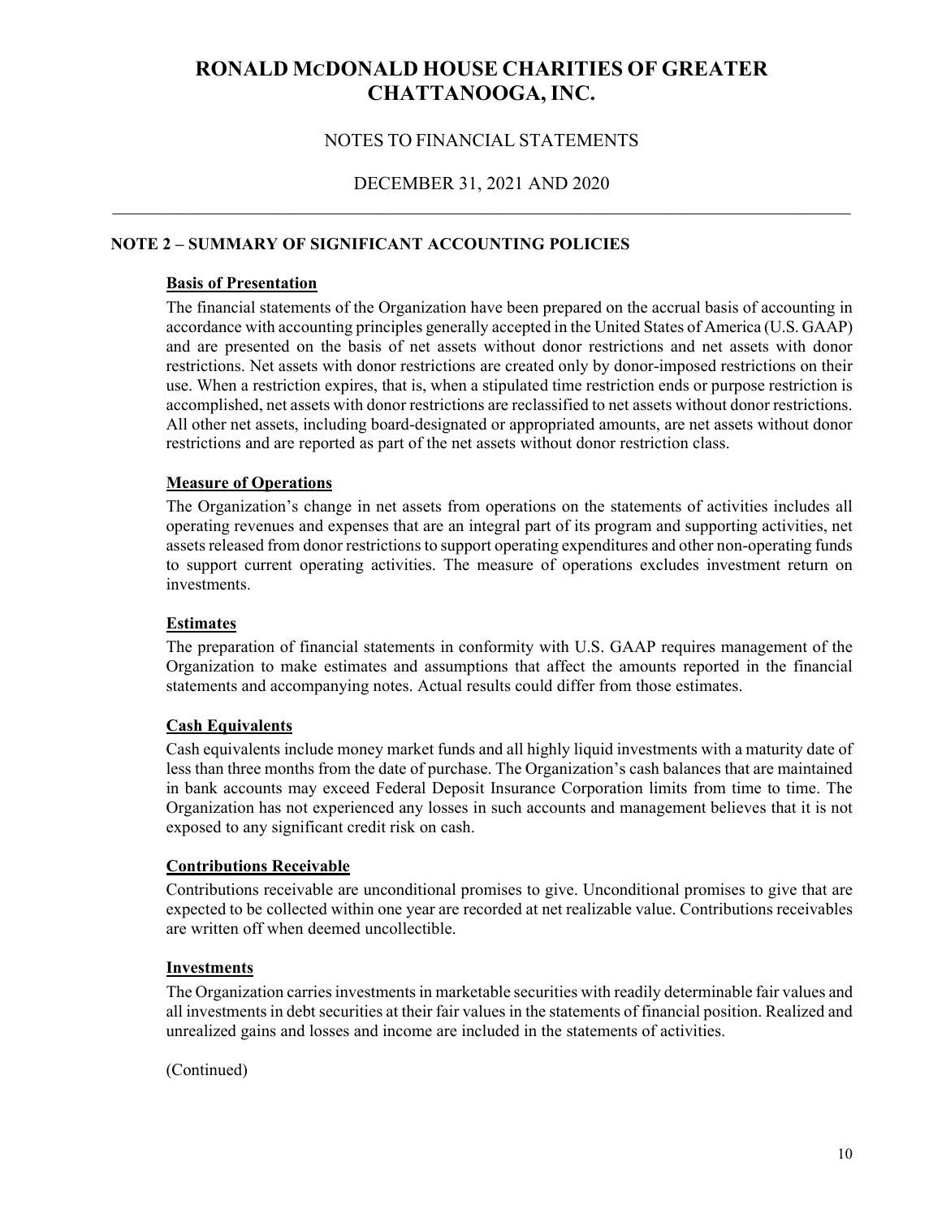# RONALD McDONALD HOUSE CHARITIES OF GREATER CHATTANOOGA, INC.

NOTES TO FINANCIAL STATEMENTS

DECEMBER 31, 2021 AND 2020

## NOTE 2 – SUMMARY OF SIGNIFICANT ACCOUNTING POLICIES

### Basis of Presentation

The financial statements of the Organization have been prepared on the accrual basis of accounting in accordance with accounting principles generally accepted in the United States of America (U.S. GAAP) and are presented on the basis of net assets without donor restrictions and net assets with donor restrictions. Net assets with donor restrictions are created only by donor-imposed restrictions on their use. When a restriction expires, that is, when a stipulated time restriction ends or purpose restriction is accomplished, net assets with donor restrictions are reclassified to net assets without donor restrictions. All other net assets, including board-designated or appropriated amounts, are net assets without donor restrictions and are reported as part of the net assets without donor restriction class.

### Measure of Operations

The Organization's change in net assets from operations on the statements of activities includes all operating revenues and expenses that are an integral part of its program and supporting activities, net assets released from donor restrictions to support operating expenditures and other non-operating funds to support current operating activities. The measure of operations excludes investment return on investments.

### Estimates

The preparation of financial statements in conformity with U.S. GAAP requires management of the Organization to make estimates and assumptions that affect the amounts reported in the financial statements and accompanying notes. Actual results could differ from those estimates.

### Cash Equivalents

Cash equivalents include money market funds and all highly liquid investments with a maturity date of less than three months from the date of purchase. The Organization's cash balances that are maintained in bank accounts may exceed Federal Deposit Insurance Corporation limits from time to time. The Organization has not experienced any losses in such accounts and management believes that it is not exposed to any significant credit risk on cash.

### Contributions Receivable

Contributions receivable are unconditional promises to give. Unconditional promises to give that are expected to be collected within one year are recorded at net realizable value. Contributions receivables are written off when deemed uncollectible.

### Investments

The Organization carries investments in marketable securities with readily determinable fair values and all investments in debt securities at their fair values in the statements of financial position. Realized and unrealized gains and losses and income are included in the statements of activities.

(Continued)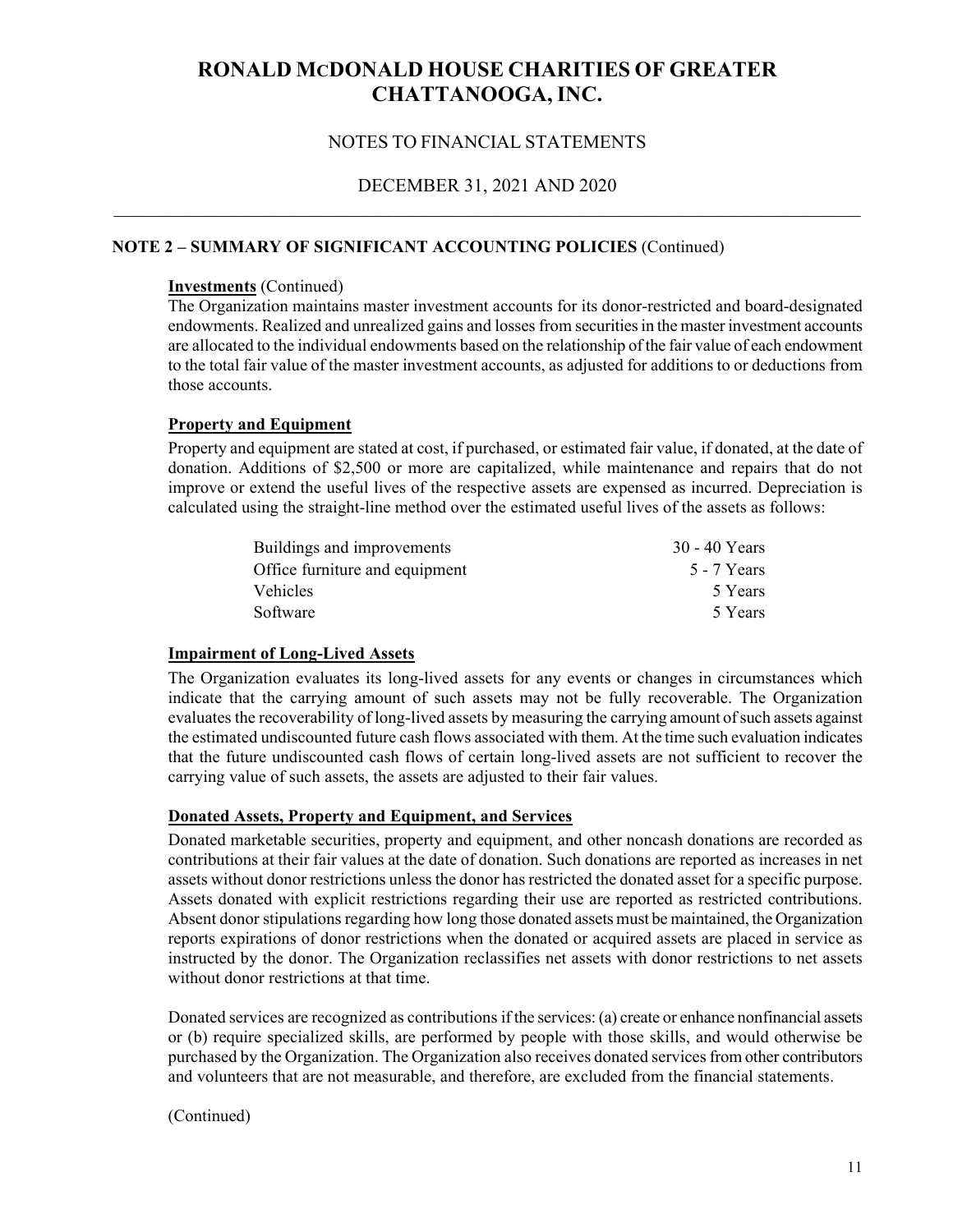# RONALD MCDONALD HOUSE CHARITIES OF GREATER CHATTANOOGA, INC.

NOTES TO FINANCIAL STATEMENTS

DECEMBER 31, 2021 AND 2020

**NOTE 2 – SUMMARY OF SIGNIFICANT ACCOUNTING POLICIES** (Continued)

**Investments** (Continued)

The Organization maintains master investment accounts for its donor-restricted and board-designated endowments. Realized and unrealized gains and losses from securities in the master investment accounts are allocated to the individual endowments based on the relationship of the fair value of each endowment to the total fair value of the master investment accounts, as adjusted for additions to or deductions from those accounts.

**Property and Equipment**

Property and equipment are stated at cost, if purchased, or estimated fair value, if donated, at the date of donation. Additions of $2,500 or more are capitalized, while maintenance and repairs that do not improve or extend the useful lives of the respective assets are expensed as incurred. Depreciation is calculated using the straight-line method over the estimated useful lives of the assets as follows:

| | |
|---|---|
| Buildings and improvements | 30 - 40 Years |
| Office furniture and equipment | 5 - 7 Years |
| Vehicles | 5 Years |
| Software | 5 Years |

**Impairment of Long-Lived Assets**

The Organization evaluates its long-lived assets for any events or changes in circumstances which indicate that the carrying amount of such assets may not be fully recoverable. The Organization evaluates the recoverability of long-lived assets by measuring the carrying amount of such assets against the estimated undiscounted future cash flows associated with them. At the time such evaluation indicates that the future undiscounted cash flows of certain long-lived assets are not sufficient to recover the carrying value of such assets, the assets are adjusted to their fair values.

**Donated Assets, Property and Equipment, and Services**

Donated marketable securities, property and equipment, and other noncash donations are recorded as contributions at their fair values at the date of donation. Such donations are reported as increases in net assets without donor restrictions unless the donor has restricted the donated asset for a specific purpose. Assets donated with explicit restrictions regarding their use are reported as restricted contributions. Absent donor stipulations regarding how long those donated assets must be maintained, the Organization reports expirations of donor restrictions when the donated or acquired assets are placed in service as instructed by the donor. The Organization reclassifies net assets with donor restrictions to net assets without donor restrictions at that time.

Donated services are recognized as contributions if the services: (a) create or enhance nonfinancial assets or (b) require specialized skills, are performed by people with those skills, and would otherwise be purchased by the Organization. The Organization also receives donated services from other contributors and volunteers that are not measurable, and therefore, are excluded from the financial statements.

(Continued)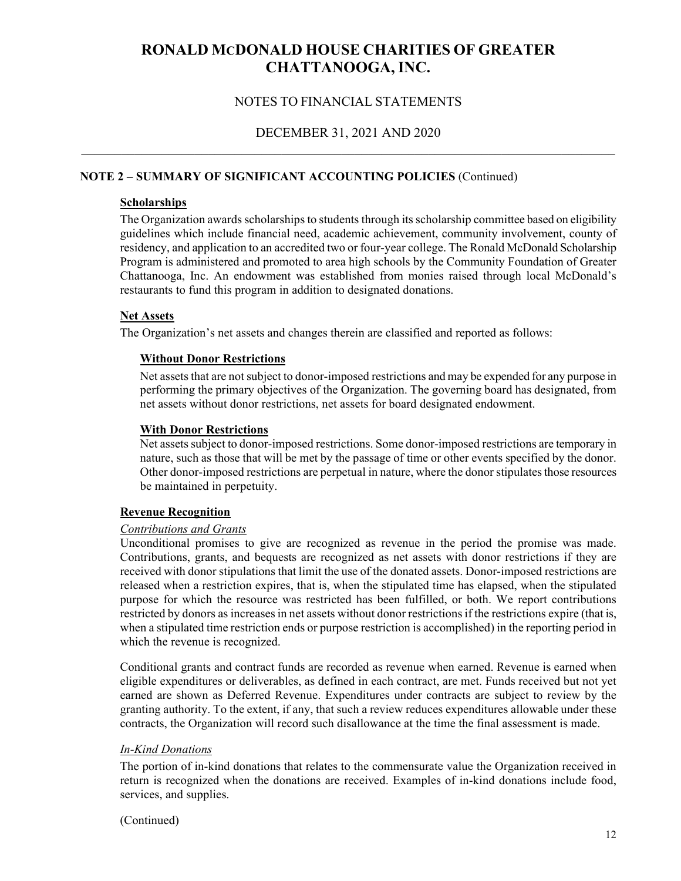# RONALD MCDONALD HOUSE CHARITIES OF GREATER CHATTANOOGA, INC.

## NOTES TO FINANCIAL STATEMENTS

## DECEMBER 31, 2021 AND 2020

### NOTE 2 – SUMMARY OF SIGNIFICANT ACCOUNTING POLICIES (Continued)

**Scholarships**

The Organization awards scholarships to students through its scholarship committee based on eligibility guidelines which include financial need, academic achievement, community involvement, county of residency, and application to an accredited two or four-year college. The Ronald McDonald Scholarship Program is administered and promoted to area high schools by the Community Foundation of Greater Chattanooga, Inc. An endowment was established from monies raised through local McDonald's restaurants to fund this program in addition to designated donations.

**Net Assets**

The Organization's net assets and changes therein are classified and reported as follows:

**Without Donor Restrictions**

Net assets that are not subject to donor-imposed restrictions and may be expended for any purpose in performing the primary objectives of the Organization. The governing board has designated, from net assets without donor restrictions, net assets for board designated endowment.

**With Donor Restrictions**

Net assets subject to donor-imposed restrictions. Some donor-imposed restrictions are temporary in nature, such as those that will be met by the passage of time or other events specified by the donor. Other donor-imposed restrictions are perpetual in nature, where the donor stipulates those resources be maintained in perpetuity.

**Revenue Recognition**

*Contributions and Grants*

Unconditional promises to give are recognized as revenue in the period the promise was made. Contributions, grants, and bequests are recognized as net assets with donor restrictions if they are received with donor stipulations that limit the use of the donated assets. Donor-imposed restrictions are released when a restriction expires, that is, when the stipulated time has elapsed, when the stipulated purpose for which the resource was restricted has been fulfilled, or both. We report contributions restricted by donors as increases in net assets without donor restrictions if the restrictions expire (that is, when a stipulated time restriction ends or purpose restriction is accomplished) in the reporting period in which the revenue is recognized.

Conditional grants and contract funds are recorded as revenue when earned. Revenue is earned when eligible expenditures or deliverables, as defined in each contract, are met. Funds received but not yet earned are shown as Deferred Revenue. Expenditures under contracts are subject to review by the granting authority. To the extent, if any, that such a review reduces expenditures allowable under these contracts, the Organization will record such disallowance at the time the final assessment is made.

*In-Kind Donations*

The portion of in-kind donations that relates to the commensurate value the Organization received in return is recognized when the donations are received. Examples of in-kind donations include food, services, and supplies.

(Continued)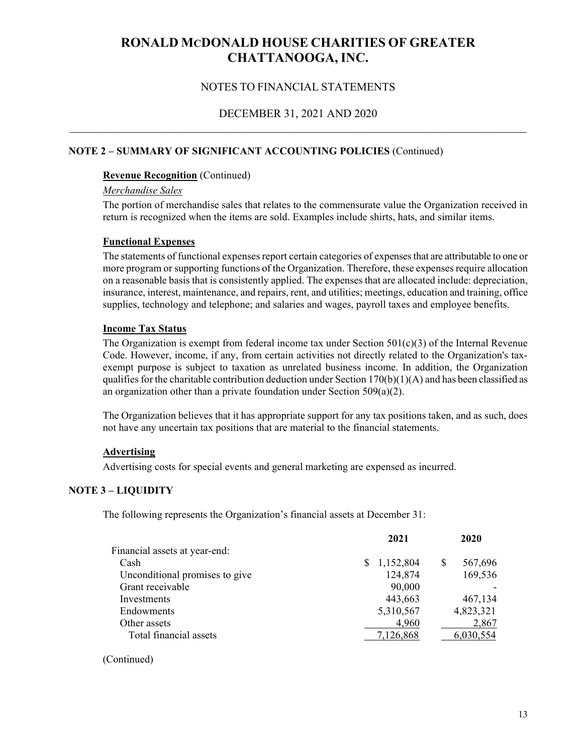# RONALD MCDONALD HOUSE CHARITIES OF GREATER CHATTANOOGA, INC.

## NOTES TO FINANCIAL STATEMENTS

## DECEMBER 31, 2021 AND 2020

### NOTE 2 – SUMMARY OF SIGNIFICANT ACCOUNTING POLICIES (Continued)

**Revenue Recognition** (Continued)

*Merchandise Sales*

The portion of merchandise sales that relates to the commensurate value the Organization received in return is recognized when the items are sold. Examples include shirts, hats, and similar items.

**Functional Expenses**

The statements of functional expenses report certain categories of expenses that are attributable to one or more program or supporting functions of the Organization. Therefore, these expenses require allocation on a reasonable basis that is consistently applied. The expenses that are allocated include: depreciation, insurance, interest, maintenance, and repairs, rent, and utilities; meetings, education and training, office supplies, technology and telephone; and salaries and wages, payroll taxes and employee benefits.

**Income Tax Status**

The Organization is exempt from federal income tax under Section 501(c)(3) of the Internal Revenue Code. However, income, if any, from certain activities not directly related to the Organization's tax-exempt purpose is subject to taxation as unrelated business income. In addition, the Organization qualifies for the charitable contribution deduction under Section 170(b)(1)(A) and has been classified as an organization other than a private foundation under Section 509(a)(2).

The Organization believes that it has appropriate support for any tax positions taken, and as such, does not have any uncertain tax positions that are material to the financial statements.

**Advertising**

Advertising costs for special events and general marketing are expensed as incurred.

### NOTE 3 – LIQUIDITY

The following represents the Organization's financial assets at December 31:

| | 2021 | 2020 |
|---|---|---|
| Financial assets at year-end: | | |
| Cash | $ 1,152,804 | $ 567,696 |
| Unconditional promises to give | 124,874 | 169,536 |
| Grant receivable | 90,000 | - |
| Investments | 443,663 | 467,134 |
| Endowments | 5,310,567 | 4,823,321 |
| Other assets | 4,960 | 2,867 |
| Total financial assets | 7,126,868 | 6,030,554 |

(Continued)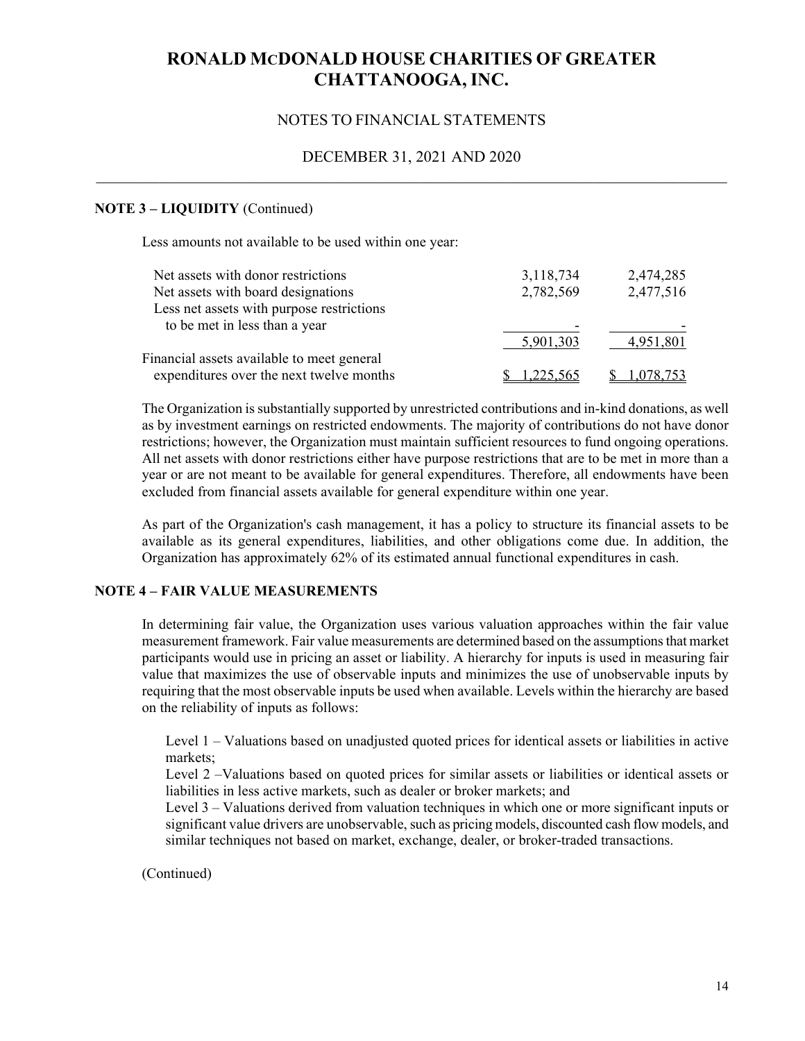# RONALD MCDONALD HOUSE CHARITIES OF GREATER CHATTANOOGA, INC.

## NOTES TO FINANCIAL STATEMENTS

## DECEMBER 31, 2021 AND 2020

**NOTE 3 – LIQUIDITY** (Continued)

Less amounts not available to be used within one year:

| | | |
|---|---|---|
| Net assets with donor restrictions | 3,118,734 | 2,474,285 |
| Net assets with board designations | 2,782,569 | 2,477,516 |
| Less net assets with purpose restrictions to be met in less than a year | - | - |
| | 5,901,303 | 4,951,801 |
| Financial assets available to meet general expenditures over the next twelve months | $ 1,225,565 | $ 1,078,753 |

The Organization is substantially supported by unrestricted contributions and in-kind donations, as well as by investment earnings on restricted endowments. The majority of contributions do not have donor restrictions; however, the Organization must maintain sufficient resources to fund ongoing operations. All net assets with donor restrictions either have purpose restrictions that are to be met in more than a year or are not meant to be available for general expenditures. Therefore, all endowments have been excluded from financial assets available for general expenditure within one year.

As part of the Organization's cash management, it has a policy to structure its financial assets to be available as its general expenditures, liabilities, and other obligations come due. In addition, the Organization has approximately 62% of its estimated annual functional expenditures in cash.

**NOTE 4 – FAIR VALUE MEASUREMENTS**

In determining fair value, the Organization uses various valuation approaches within the fair value measurement framework. Fair value measurements are determined based on the assumptions that market participants would use in pricing an asset or liability. A hierarchy for inputs is used in measuring fair value that maximizes the use of observable inputs and minimizes the use of unobservable inputs by requiring that the most observable inputs be used when available. Levels within the hierarchy are based on the reliability of inputs as follows:

Level 1 – Valuations based on unadjusted quoted prices for identical assets or liabilities in active markets;
Level 2 –Valuations based on quoted prices for similar assets or liabilities or identical assets or liabilities in less active markets, such as dealer or broker markets; and
Level 3 – Valuations derived from valuation techniques in which one or more significant inputs or significant value drivers are unobservable, such as pricing models, discounted cash flow models, and similar techniques not based on market, exchange, dealer, or broker-traded transactions.

(Continued)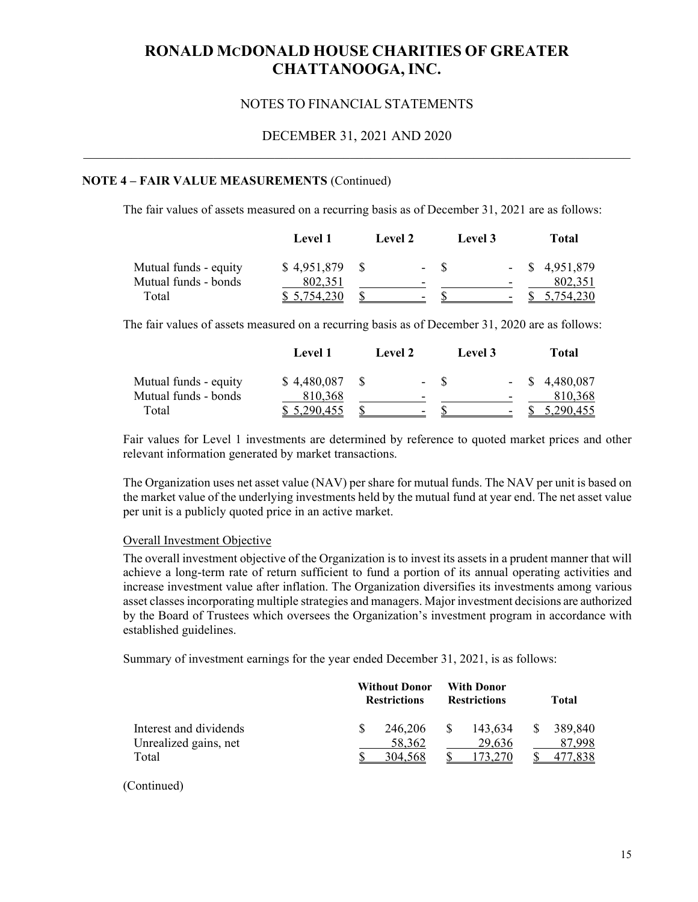# RONALD McDONALD HOUSE CHARITIES OF GREATER CHATTANOOGA, INC.

## NOTES TO FINANCIAL STATEMENTS

## DECEMBER 31, 2021 AND 2020

**NOTE 4 – FAIR VALUE MEASUREMENTS** (Continued)

The fair values of assets measured on a recurring basis as of December 31, 2021 are as follows:

| | Level 1 | Level 2 | Level 3 | Total |
|---|---|---|---|---|
| Mutual funds - equity | $ 4,951,879 | $ - | $ - | $ 4,951,879 |
| Mutual funds - bonds | 802,351 | - | - | 802,351 |
| Total | $ 5,754,230 | $ - | $ - | $ 5,754,230 |

The fair values of assets measured on a recurring basis as of December 31, 2020 are as follows:

| | Level 1 | Level 2 | Level 3 | Total |
|---|---|---|---|---|
| Mutual funds - equity | $ 4,480,087 | $ - | $ - | $ 4,480,087 |
| Mutual funds - bonds | 810,368 | - | - | 810,368 |
| Total | $ 5,290,455 | $ - | $ - | $ 5,290,455 |

Fair values for Level 1 investments are determined by reference to quoted market prices and other relevant information generated by market transactions.

The Organization uses net asset value (NAV) per share for mutual funds. The NAV per unit is based on the market value of the underlying investments held by the mutual fund at year end. The net asset value per unit is a publicly quoted price in an active market.

Overall Investment Objective

The overall investment objective of the Organization is to invest its assets in a prudent manner that will achieve a long-term rate of return sufficient to fund a portion of its annual operating activities and increase investment value after inflation. The Organization diversifies its investments among various asset classes incorporating multiple strategies and managers. Major investment decisions are authorized by the Board of Trustees which oversees the Organization's investment program in accordance with established guidelines.

Summary of investment earnings for the year ended December 31, 2021, is as follows:

| | Without Donor Restrictions | With Donor Restrictions | Total |
|---|---|---|---|
| Interest and dividends | $ 246,206 | $ 143,634 | $ 389,840 |
| Unrealized gains, net | 58,362 | 29,636 | 87,998 |
| Total | $ 304,568 | $ 173,270 | $ 477,838 |

(Continued)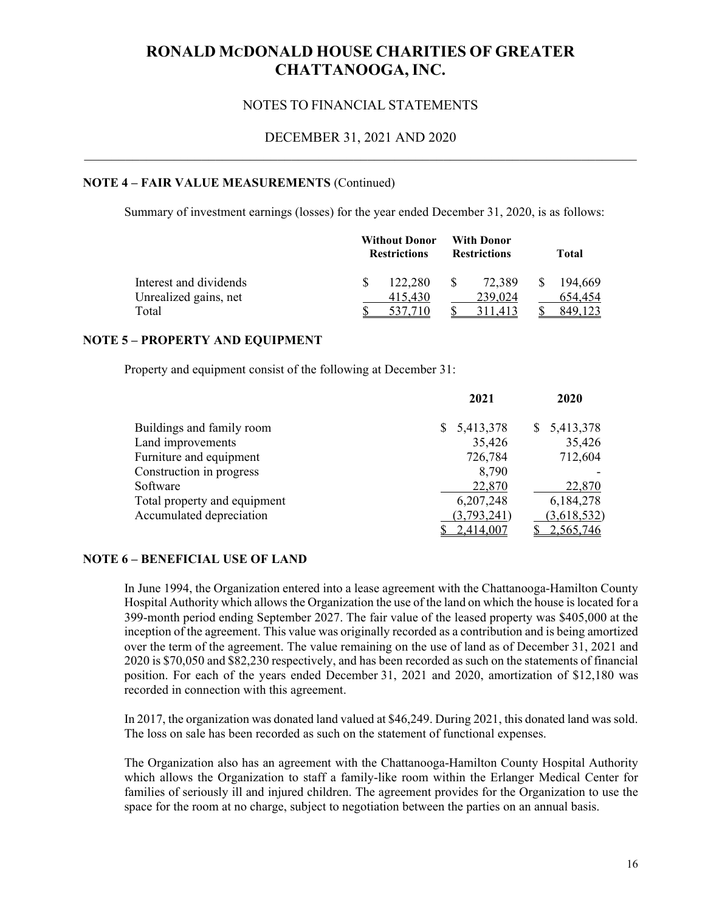## NOTE 4 – FAIR VALUE MEASUREMENTS (Continued)

Summary of investment earnings (losses) for the year ended December 31, 2020, is as follows:

| | Without Donor Restrictions | With Donor Restrictions | Total |
|---|---|---|---|
| Interest and dividends | $ 122,280 | $ 72,389 | $ 194,669 |
| Unrealized gains, net | 415,430 | 239,024 | 654,454 |
| Total | $ 537,710 | $ 311,413 | $ 849,123 |

## NOTE 5 – PROPERTY AND EQUIPMENT

Property and equipment consist of the following at December 31:

| | 2021 | 2020 |
|---|---|---|
| Buildings and family room | $ 5,413,378 | $ 5,413,378 |
| Land improvements | 35,426 | 35,426 |
| Furniture and equipment | 726,784 | 712,604 |
| Construction in progress | 8,790 | - |
| Software | 22,870 | 22,870 |
| Total property and equipment | 6,207,248 | 6,184,278 |
| Accumulated depreciation | (3,793,241) | (3,618,532) |
| | $ 2,414,007 | $ 2,565,746 |

## NOTE 6 – BENEFICIAL USE OF LAND

In June 1994, the Organization entered into a lease agreement with the Chattanooga-Hamilton County Hospital Authority which allows the Organization the use of the land on which the house is located for a 399-month period ending September 2027. The fair value of the leased property was $405,000 at the inception of the agreement. This value was originally recorded as a contribution and is being amortized over the term of the agreement. The value remaining on the use of land as of December 31, 2021 and 2020 is $70,050 and $82,230 respectively, and has been recorded as such on the statements of financial position. For each of the years ended December 31, 2021 and 2020, amortization of $12,180 was recorded in connection with this agreement.

In 2017, the organization was donated land valued at $46,249. During 2021, this donated land was sold. The loss on sale has been recorded as such on the statement of functional expenses.

The Organization also has an agreement with the Chattanooga-Hamilton County Hospital Authority which allows the Organization to staff a family-like room within the Erlanger Medical Center for families of seriously ill and injured children. The agreement provides for the Organization to use the space for the room at no charge, subject to negotiation between the parties on an annual basis.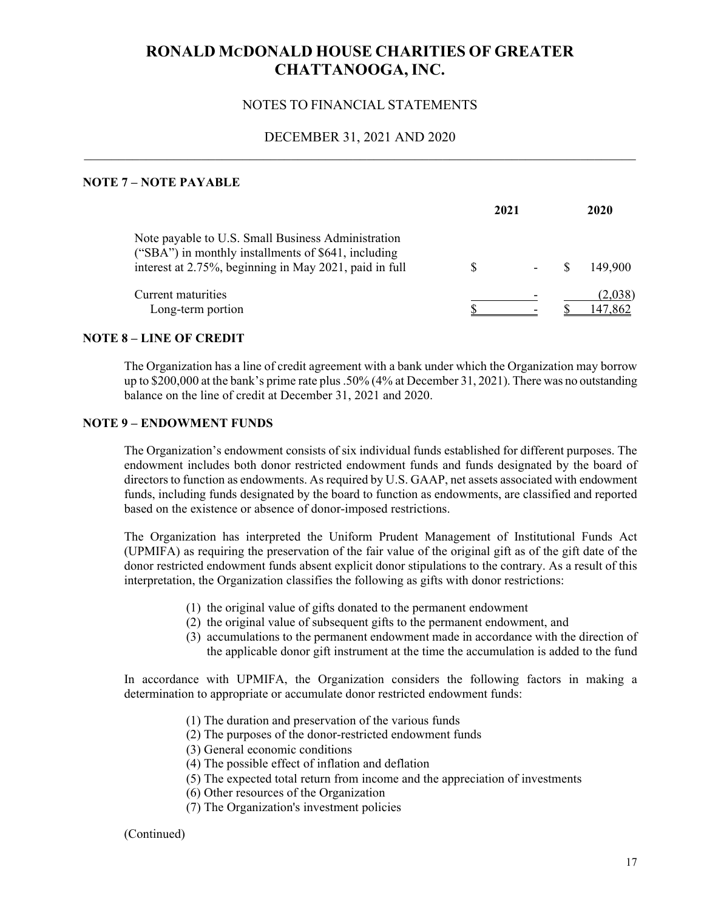# RONALD MCDONALD HOUSE CHARITIES OF GREATER CHATTANOOGA, INC.

NOTES TO FINANCIAL STATEMENTS

DECEMBER 31, 2021 AND 2020

### NOTE 7 – NOTE PAYABLE

| | 2021 | 2020 |
|---|---|---|
| Note payable to U.S. Small Business Administration ("SBA") in monthly installments of $641, including interest at 2.75%, beginning in May 2021, paid in full | $ - | $ 149,900 |
| Current maturities | - | (2,038) |
| Long-term portion | $ - | $ 147,862 |

### NOTE 8 – LINE OF CREDIT

The Organization has a line of credit agreement with a bank under which the Organization may borrow up to $200,000 at the bank's prime rate plus .50% (4% at December 31, 2021). There was no outstanding balance on the line of credit at December 31, 2021 and 2020.

### NOTE 9 – ENDOWMENT FUNDS

The Organization's endowment consists of six individual funds established for different purposes. The endowment includes both donor restricted endowment funds and funds designated by the board of directors to function as endowments. As required by U.S. GAAP, net assets associated with endowment funds, including funds designated by the board to function as endowments, are classified and reported based on the existence or absence of donor-imposed restrictions.

The Organization has interpreted the Uniform Prudent Management of Institutional Funds Act (UPMIFA) as requiring the preservation of the fair value of the original gift as of the gift date of the donor restricted endowment funds absent explicit donor stipulations to the contrary. As a result of this interpretation, the Organization classifies the following as gifts with donor restrictions:

(1) the original value of gifts donated to the permanent endowment
(2) the original value of subsequent gifts to the permanent endowment, and
(3) accumulations to the permanent endowment made in accordance with the direction of the applicable donor gift instrument at the time the accumulation is added to the fund

In accordance with UPMIFA, the Organization considers the following factors in making a determination to appropriate or accumulate donor restricted endowment funds:

(1) The duration and preservation of the various funds
(2) The purposes of the donor-restricted endowment funds
(3) General economic conditions
(4) The possible effect of inflation and deflation
(5) The expected total return from income and the appreciation of investments
(6) Other resources of the Organization
(7) The Organization's investment policies

(Continued)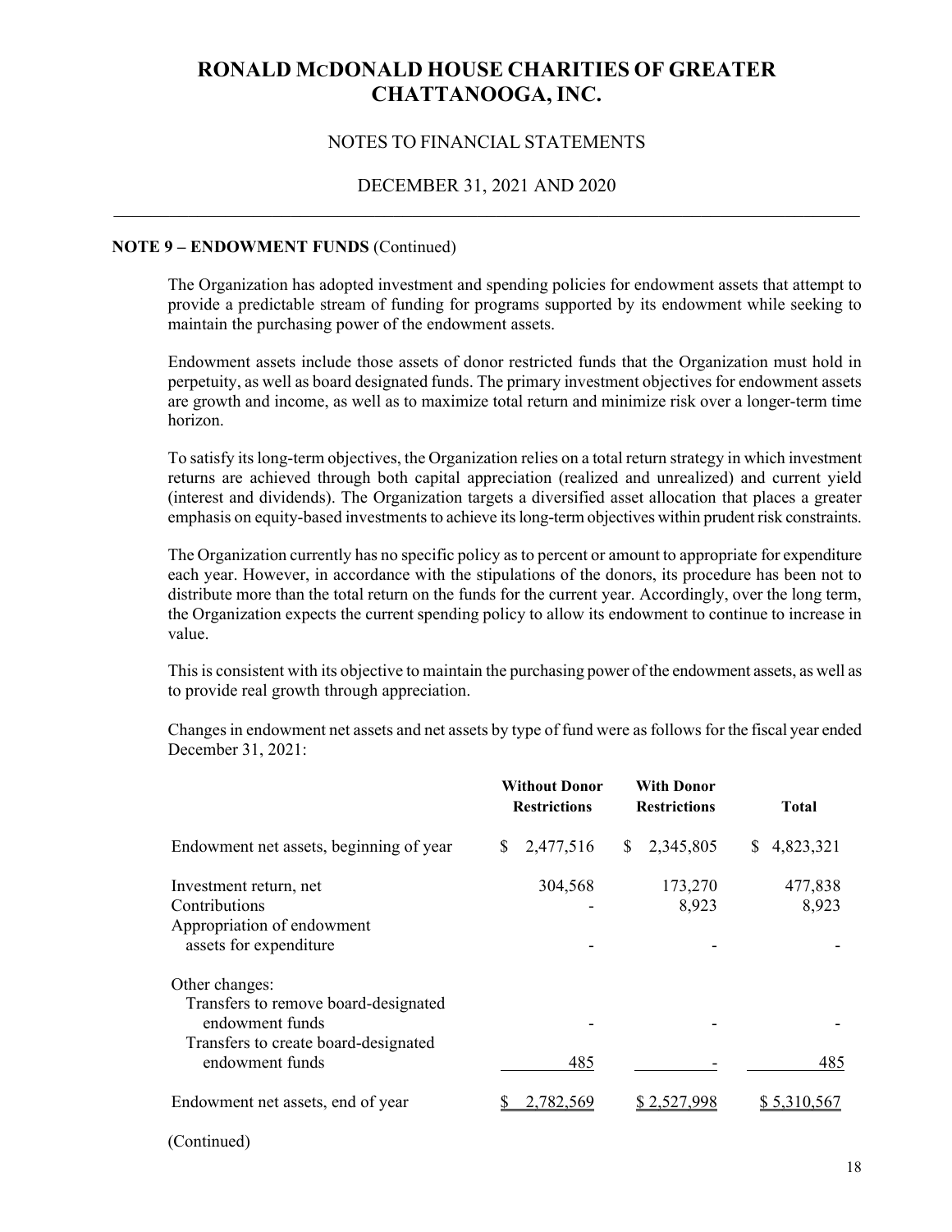# RONALD MCDONALD HOUSE CHARITIES OF GREATER CHATTANOOGA, INC.

NOTES TO FINANCIAL STATEMENTS

DECEMBER 31, 2021 AND 2020

**NOTE 9 – ENDOWMENT FUNDS** (Continued)

The Organization has adopted investment and spending policies for endowment assets that attempt to provide a predictable stream of funding for programs supported by its endowment while seeking to maintain the purchasing power of the endowment assets.

Endowment assets include those assets of donor restricted funds that the Organization must hold in perpetuity, as well as board designated funds. The primary investment objectives for endowment assets are growth and income, as well as to maximize total return and minimize risk over a longer-term time horizon.

To satisfy its long-term objectives, the Organization relies on a total return strategy in which investment returns are achieved through both capital appreciation (realized and unrealized) and current yield (interest and dividends). The Organization targets a diversified asset allocation that places a greater emphasis on equity-based investments to achieve its long-term objectives within prudent risk constraints.

The Organization currently has no specific policy as to percent or amount to appropriate for expenditure each year. However, in accordance with the stipulations of the donors, its procedure has been not to distribute more than the total return on the funds for the current year. Accordingly, over the long term, the Organization expects the current spending policy to allow its endowment to continue to increase in value.

This is consistent with its objective to maintain the purchasing power of the endowment assets, as well as to provide real growth through appreciation.

Changes in endowment net assets and net assets by type of fund were as follows for the fiscal year ended December 31, 2021:

| | Without Donor Restrictions | With Donor Restrictions | Total |
|---|---|---|---|
| Endowment net assets, beginning of year | $ 2,477,516 | $ 2,345,805 | $ 4,823,321 |
| Investment return, net | 304,568 | 173,270 | 477,838 |
| Contributions | - | 8,923 | 8,923 |
| Appropriation of endowment assets for expenditure | - | - | - |
| Other changes: | | | |
| Transfers to remove board-designated endowment funds | - | - | - |
| Transfers to create board-designated endowment funds | 485 | - | 485 |
| Endowment net assets, end of year | $ 2,782,569 | $ 2,527,998 | $ 5,310,567 |

(Continued)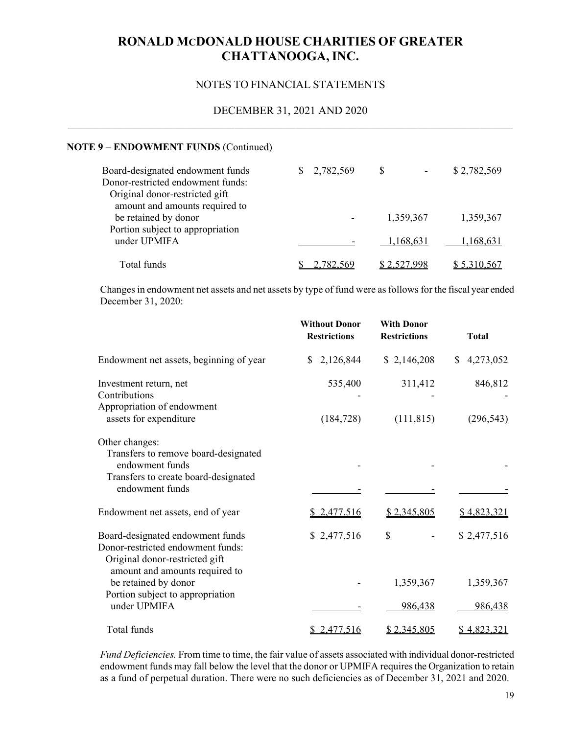## NOTE 9 – ENDOWMENT FUNDS (Continued)

| | | | |
|---|---|---|---|
| Board-designated endowment funds | $ 2,782,569 | $ - | $ 2,782,569 |
| Donor-restricted endowment funds: | | | |
| Original donor-restricted gift amount and amounts required to be retained by donor | - | 1,359,367 | 1,359,367 |
| Portion subject to appropriation under UPMIFA | - | 1,168,631 | 1,168,631 |
| Total funds | $ 2,782,569 | $ 2,527,998 | $ 5,310,567 |

Changes in endowment net assets and net assets by type of fund were as follows for the fiscal year ended December 31, 2020:

| | Without Donor Restrictions | With Donor Restrictions | Total |
|---|---|---|---|
| Endowment net assets, beginning of year | $ 2,126,844 | $ 2,146,208 | $ 4,273,052 |
| Investment return, net | 535,400 | 311,412 | 846,812 |
| Contributions | - | - | - |
| Appropriation of endowment assets for expenditure | (184,728) | (111,815) | (296,543) |
| Other changes: | | | |
| Transfers to remove board-designated endowment funds | - | - | - |
| Transfers to create board-designated endowment funds | - | - | - |
| Endowment net assets, end of year | $ 2,477,516 | $ 2,345,805 | $ 4,823,321 |
| Board-designated endowment funds | $ 2,477,516 | $ - | $ 2,477,516 |
| Donor-restricted endowment funds: | | | |
| Original donor-restricted gift amount and amounts required to be retained by donor | - | 1,359,367 | 1,359,367 |
| Portion subject to appropriation under UPMIFA | - | 986,438 | 986,438 |
| Total funds | $ 2,477,516 | $ 2,345,805 | $ 4,823,321 |

*Fund Deficiencies.* From time to time, the fair value of assets associated with individual donor-restricted endowment funds may fall below the level that the donor or UPMIFA requires the Organization to retain as a fund of perpetual duration. There were no such deficiencies as of December 31, 2021 and 2020.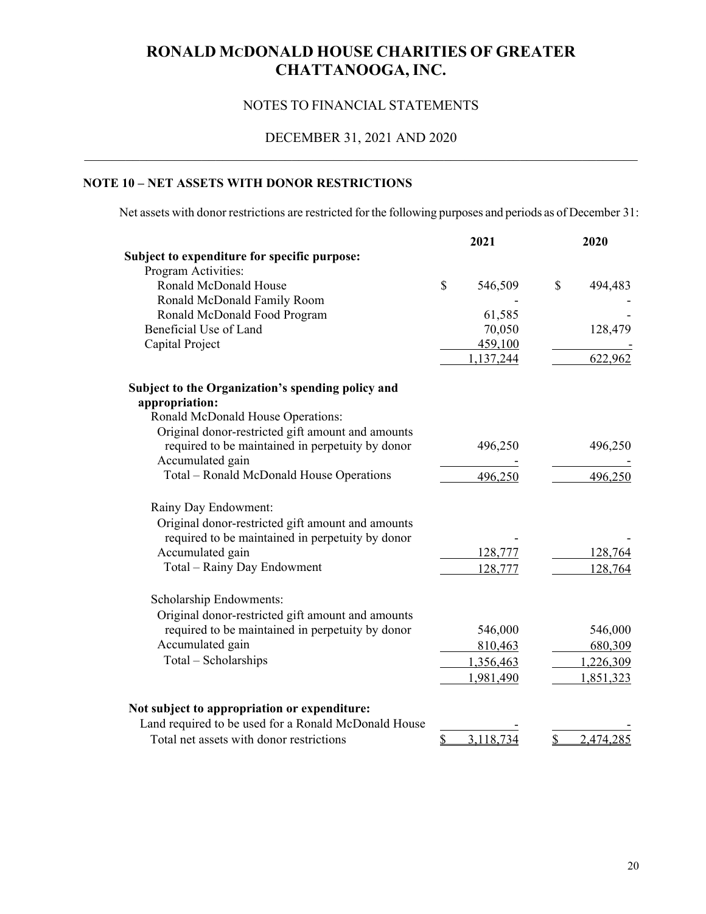# RONALD MCDONALD HOUSE CHARITIES OF GREATER CHATTANOOGA, INC.

NOTES TO FINANCIAL STATEMENTS

DECEMBER 31, 2021 AND 2020

## NOTE 10 – NET ASSETS WITH DONOR RESTRICTIONS

Net assets with donor restrictions are restricted for the following purposes and periods as of December 31:

| | 2021 | 2020 |
|---|---|---|
| **Subject to expenditure for specific purpose:** | | |
| Program Activities: | | |
| Ronald McDonald House | $ 546,509 | $ 494,483 |
| Ronald McDonald Family Room | - | - |
| Ronald McDonald Food Program | 61,585 | - |
| Beneficial Use of Land | 70,050 | 128,479 |
| Capital Project | 459,100 | - |
| | 1,137,244 | 622,962 |
| **Subject to the Organization's spending policy and appropriation:** | | |
| Ronald McDonald House Operations: | | |
| Original donor-restricted gift amount and amounts required to be maintained in perpetuity by donor | 496,250 | 496,250 |
| Accumulated gain | - | - |
| Total – Ronald McDonald House Operations | 496,250 | 496,250 |
| Rainy Day Endowment: | | |
| Original donor-restricted gift amount and amounts required to be maintained in perpetuity by donor | - | - |
| Accumulated gain | 128,777 | 128,764 |
| Total – Rainy Day Endowment | 128,777 | 128,764 |
| Scholarship Endowments: | | |
| Original donor-restricted gift amount and amounts required to be maintained in perpetuity by donor | 546,000 | 546,000 |
| Accumulated gain | 810,463 | 680,309 |
| Total – Scholarships | 1,356,463 | 1,226,309 |
| | 1,981,490 | 1,851,323 |
| **Not subject to appropriation or expenditure:** | | |
| Land required to be used for a Ronald McDonald House | - | - |
| Total net assets with donor restrictions | $ 3,118,734 | $ 2,474,285 |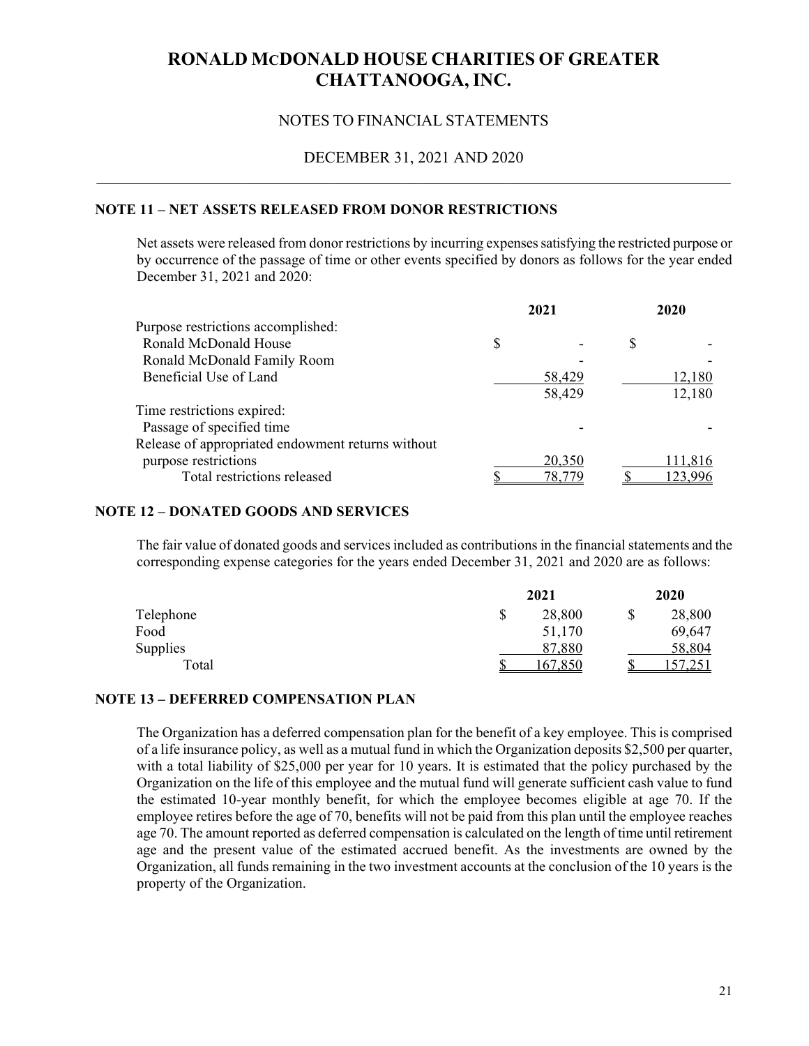# RONALD MCDONALD HOUSE CHARITIES OF GREATER CHATTANOOGA, INC.

NOTES TO FINANCIAL STATEMENTS

DECEMBER 31, 2021 AND 2020

## NOTE 11 – NET ASSETS RELEASED FROM DONOR RESTRICTIONS

Net assets were released from donor restrictions by incurring expenses satisfying the restricted purpose or by occurrence of the passage of time or other events specified by donors as follows for the year ended December 31, 2021 and 2020:

| | 2021 | 2020 |
|---|---|---|
| Purpose restrictions accomplished: | | |
| Ronald McDonald House | $ - | $ - |
| Ronald McDonald Family Room | - | - |
| Beneficial Use of Land | 58,429 | 12,180 |
| | 58,429 | 12,180 |
| Time restrictions expired: | | |
| Passage of specified time | - | - |
| Release of appropriated endowment returns without purpose restrictions | 20,350 | 111,816 |
| Total restrictions released | $ 78,779 | $ 123,996 |

## NOTE 12 – DONATED GOODS AND SERVICES

The fair value of donated goods and services included as contributions in the financial statements and the corresponding expense categories for the years ended December 31, 2021 and 2020 are as follows:

| | 2021 | 2020 |
|---|---|---|
| Telephone | $ 28,800 | $ 28,800 |
| Food | 51,170 | 69,647 |
| Supplies | 87,880 | 58,804 |
| Total | $ 167,850 | $ 157,251 |

## NOTE 13 – DEFERRED COMPENSATION PLAN

The Organization has a deferred compensation plan for the benefit of a key employee. This is comprised of a life insurance policy, as well as a mutual fund in which the Organization deposits $2,500 per quarter, with a total liability of $25,000 per year for 10 years. It is estimated that the policy purchased by the Organization on the life of this employee and the mutual fund will generate sufficient cash value to fund the estimated 10-year monthly benefit, for which the employee becomes eligible at age 70. If the employee retires before the age of 70, benefits will not be paid from this plan until the employee reaches age 70. The amount reported as deferred compensation is calculated on the length of time until retirement age and the present value of the estimated accrued benefit. As the investments are owned by the Organization, all funds remaining in the two investment accounts at the conclusion of the 10 years is the property of the Organization.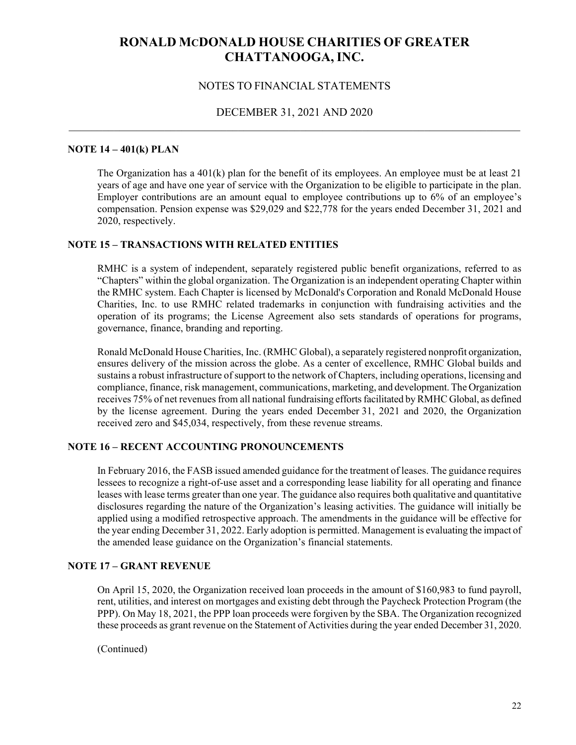# RONALD McDONALD HOUSE CHARITIES OF GREATER CHATTANOOGA, INC.

NOTES TO FINANCIAL STATEMENTS

DECEMBER 31, 2021 AND 2020

## NOTE 14 – 401(k) PLAN

The Organization has a 401(k) plan for the benefit of its employees. An employee must be at least 21 years of age and have one year of service with the Organization to be eligible to participate in the plan. Employer contributions are an amount equal to employee contributions up to 6% of an employee's compensation. Pension expense was $29,029 and $22,778 for the years ended December 31, 2021 and 2020, respectively.

## NOTE 15 – TRANSACTIONS WITH RELATED ENTITIES

RMHC is a system of independent, separately registered public benefit organizations, referred to as "Chapters" within the global organization. The Organization is an independent operating Chapter within the RMHC system. Each Chapter is licensed by McDonald's Corporation and Ronald McDonald House Charities, Inc. to use RMHC related trademarks in conjunction with fundraising activities and the operation of its programs; the License Agreement also sets standards of operations for programs, governance, finance, branding and reporting.

Ronald McDonald House Charities, Inc. (RMHC Global), a separately registered nonprofit organization, ensures delivery of the mission across the globe. As a center of excellence, RMHC Global builds and sustains a robust infrastructure of support to the network of Chapters, including operations, licensing and compliance, finance, risk management, communications, marketing, and development. The Organization receives 75% of net revenues from all national fundraising efforts facilitated by RMHC Global, as defined by the license agreement. During the years ended December 31, 2021 and 2020, the Organization received zero and $45,034, respectively, from these revenue streams.

## NOTE 16 – RECENT ACCOUNTING PRONOUNCEMENTS

In February 2016, the FASB issued amended guidance for the treatment of leases. The guidance requires lessees to recognize a right-of-use asset and a corresponding lease liability for all operating and finance leases with lease terms greater than one year. The guidance also requires both qualitative and quantitative disclosures regarding the nature of the Organization's leasing activities. The guidance will initially be applied using a modified retrospective approach. The amendments in the guidance will be effective for the year ending December 31, 2022. Early adoption is permitted. Management is evaluating the impact of the amended lease guidance on the Organization's financial statements.

## NOTE 17 – GRANT REVENUE

On April 15, 2020, the Organization received loan proceeds in the amount of $160,983 to fund payroll, rent, utilities, and interest on mortgages and existing debt through the Paycheck Protection Program (the PPP). On May 18, 2021, the PPP loan proceeds were forgiven by the SBA. The Organization recognized these proceeds as grant revenue on the Statement of Activities during the year ended December 31, 2020.

(Continued)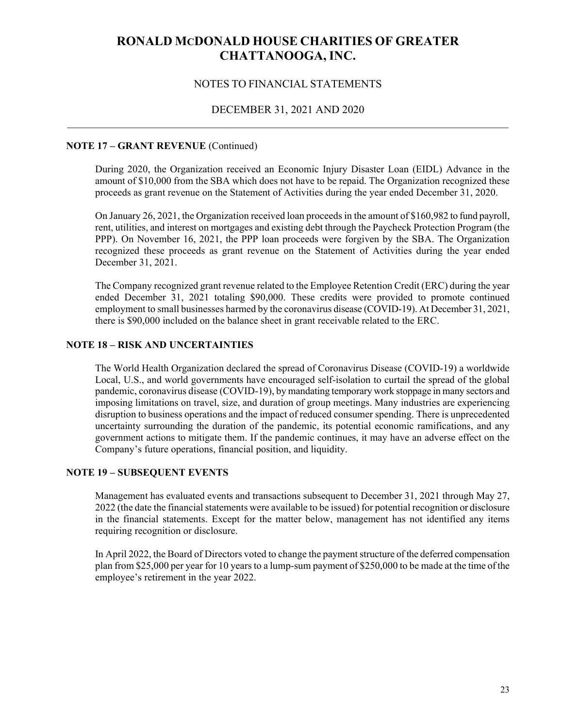# RONALD MCDONALD HOUSE CHARITIES OF GREATER CHATTANOOGA, INC.

NOTES TO FINANCIAL STATEMENTS

DECEMBER 31, 2021 AND 2020

**NOTE 17 – GRANT REVENUE** (Continued)

During 2020, the Organization received an Economic Injury Disaster Loan (EIDL) Advance in the amount of $10,000 from the SBA which does not have to be repaid. The Organization recognized these proceeds as grant revenue on the Statement of Activities during the year ended December 31, 2020.

On January 26, 2021, the Organization received loan proceeds in the amount of $160,982 to fund payroll, rent, utilities, and interest on mortgages and existing debt through the Paycheck Protection Program (the PPP). On November 16, 2021, the PPP loan proceeds were forgiven by the SBA. The Organization recognized these proceeds as grant revenue on the Statement of Activities during the year ended December 31, 2021.

The Company recognized grant revenue related to the Employee Retention Credit (ERC) during the year ended December 31, 2021 totaling $90,000. These credits were provided to promote continued employment to small businesses harmed by the coronavirus disease (COVID-19). At December 31, 2021, there is $90,000 included on the balance sheet in grant receivable related to the ERC.

**NOTE 18 – RISK AND UNCERTAINTIES**

The World Health Organization declared the spread of Coronavirus Disease (COVID-19) a worldwide Local, U.S., and world governments have encouraged self-isolation to curtail the spread of the global pandemic, coronavirus disease (COVID-19), by mandating temporary work stoppage in many sectors and imposing limitations on travel, size, and duration of group meetings. Many industries are experiencing disruption to business operations and the impact of reduced consumer spending. There is unprecedented uncertainty surrounding the duration of the pandemic, its potential economic ramifications, and any government actions to mitigate them. If the pandemic continues, it may have an adverse effect on the Company's future operations, financial position, and liquidity.

**NOTE 19 – SUBSEQUENT EVENTS**

Management has evaluated events and transactions subsequent to December 31, 2021 through May 27, 2022 (the date the financial statements were available to be issued) for potential recognition or disclosure in the financial statements. Except for the matter below, management has not identified any items requiring recognition or disclosure.

In April 2022, the Board of Directors voted to change the payment structure of the deferred compensation plan from $25,000 per year for 10 years to a lump-sum payment of $250,000 to be made at the time of the employee's retirement in the year 2022.